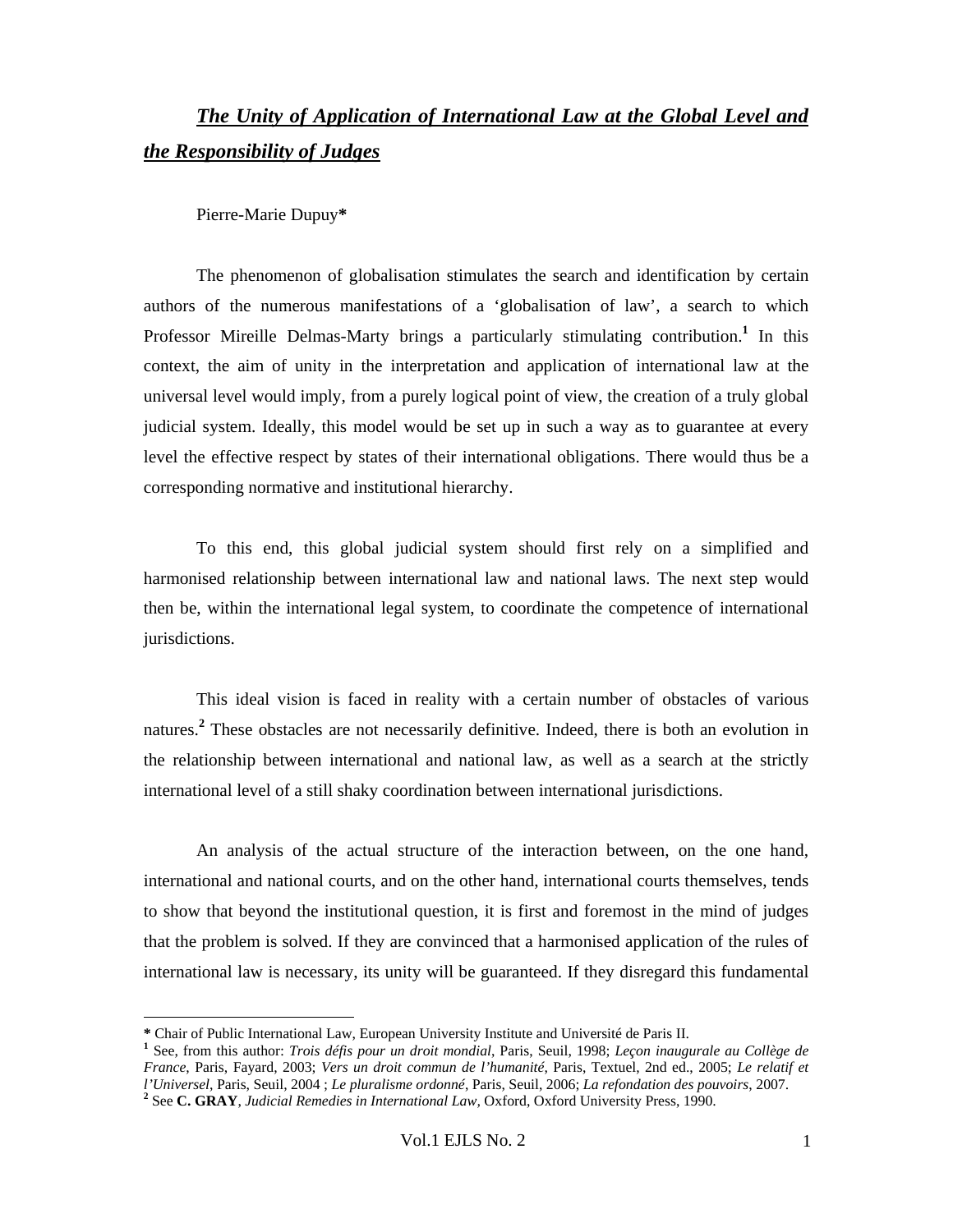# ***The Unity of Application of International Law at the Global Level and the Responsibility of Judges***

Pierre-Marie Dupuy**\***

The phenomenon of globalisation stimulates the search and identification by certain authors of the numerous manifestations of a 'globalisation of law', a search to which Professor Mireille Delmas-Marty brings a particularly stimulating contribution.[1] In this context, the aim of unity in the interpretation and application of international law at the universal level would imply, from a purely logical point of view, the creation of a truly global judicial system. Ideally, this model would be set up in such a way as to guarantee at every level the effective respect by states of their international obligations. There would thus be a corresponding normative and institutional hierarchy.

To this end, this global judicial system should first rely on a simplified and harmonised relationship between international law and national laws. The next step would then be, within the international legal system, to coordinate the competence of international jurisdictions.

This ideal vision is faced in reality with a certain number of obstacles of various natures.[2] These obstacles are not necessarily definitive. Indeed, there is both an evolution in the relationship between international and national law, as well as a search at the strictly international level of a still shaky coordination between international jurisdictions.

An analysis of the actual structure of the interaction between, on the one hand, international and national courts, and on the other hand, international courts themselves, tends to show that beyond the institutional question, it is first and foremost in the mind of judges that the problem is solved. If they are convinced that a harmonised application of the rules of international law is necessary, its unity will be guaranteed. If they disregard this fundamental

---

**\*** Chair of Public International Law, European University Institute and Université de Paris II.

[1] See, from this author: *Trois défis pour un droit mondial*, Paris, Seuil, 1998; *Leçon inaugurale au Collège de France*, Paris, Fayard, 2003; *Vers un droit commun de l'humanité*, Paris, Textuel, 2nd ed., 2005; *Le relatif et l'Universel*, Paris, Seuil, 2004 ; *Le pluralisme ordonné*, Paris, Seuil, 2006; *La refondation des pouvoirs*, 2007.

[2] See **C. GRAY**, *Judicial Remedies in International Law,* Oxford, Oxford University Press, 1990.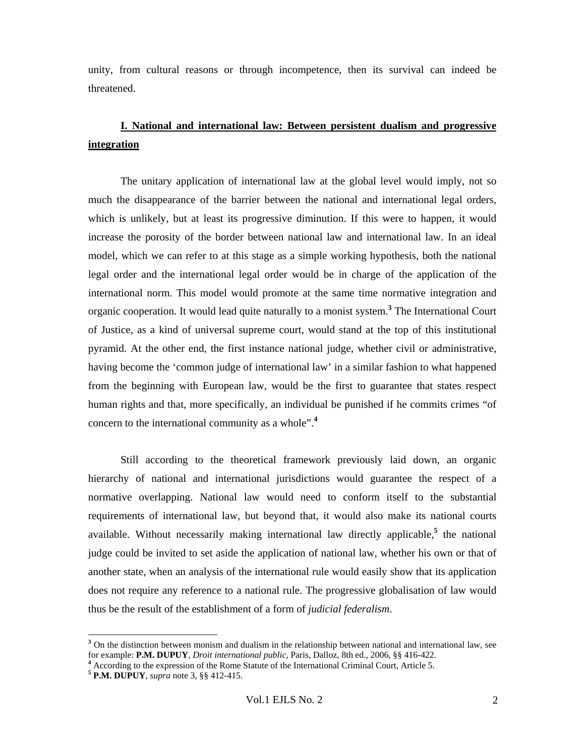unity, from cultural reasons or through incompetence, then its survival can indeed be threatened.

## I. National and international law: Between persistent dualism and progressive integration

The unitary application of international law at the global level would imply, not so much the disappearance of the barrier between the national and international legal orders, which is unlikely, but at least its progressive diminution. If this were to happen, it would increase the porosity of the border between national law and international law. In an ideal model, which we can refer to at this stage as a simple working hypothesis, both the national legal order and the international legal order would be in charge of the application of the international norm. This model would promote at the same time normative integration and organic cooperation. It would lead quite naturally to a monist system.[3] The International Court of Justice, as a kind of universal supreme court, would stand at the top of this institutional pyramid. At the other end, the first instance national judge, whether civil or administrative, having become the 'common judge of international law' in a similar fashion to what happened from the beginning with European law, would be the first to guarantee that states respect human rights and that, more specifically, an individual be punished if he commits crimes "of concern to the international community as a whole".[4]

Still according to the theoretical framework previously laid down, an organic hierarchy of national and international jurisdictions would guarantee the respect of a normative overlapping. National law would need to conform itself to the substantial requirements of international law, but beyond that, it would also make its national courts available. Without necessarily making international law directly applicable,[5] the national judge could be invited to set aside the application of national law, whether his own or that of another state, when an analysis of the international rule would easily show that its application does not require any reference to a national rule. The progressive globalisation of law would thus be the result of the establishment of a form of *judicial federalism*.

---

[3] On the distinction between monism and dualism in the relationship between national and international law, see for example: **P.M. DUPUY**, *Droit international public*, Paris, Dalloz, 8th ed., 2006, §§ 416-422.

[4] According to the expression of the Rome Statute of the International Criminal Court, Article 5.

[5] **P.M. DUPUY**, *supra* note 3, §§ 412-415.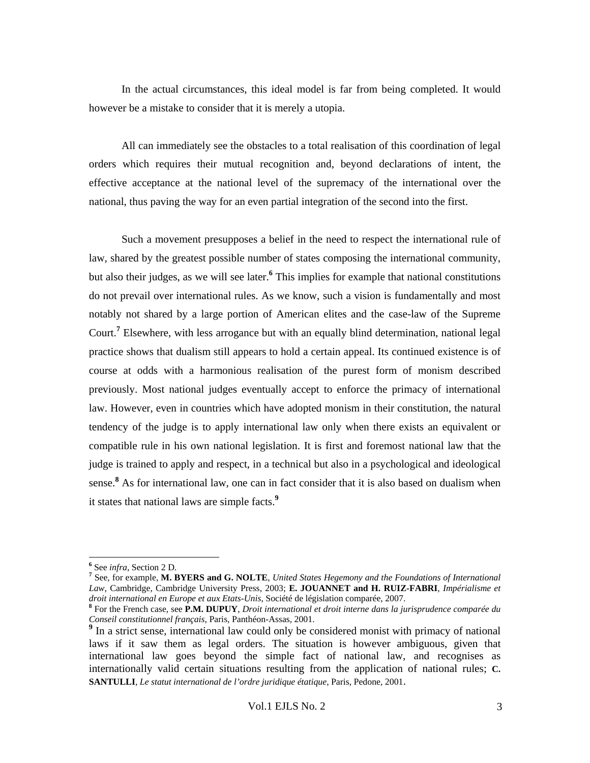In the actual circumstances, this ideal model is far from being completed. It would however be a mistake to consider that it is merely a utopia.

All can immediately see the obstacles to a total realisation of this coordination of legal orders which requires their mutual recognition and, beyond declarations of intent, the effective acceptance at the national level of the supremacy of the international over the national, thus paving the way for an even partial integration of the second into the first.

Such a movement presupposes a belief in the need to respect the international rule of law, shared by the greatest possible number of states composing the international community, but also their judges, as we will see later.[6] This implies for example that national constitutions do not prevail over international rules. As we know, such a vision is fundamentally and most notably not shared by a large portion of American elites and the case-law of the Supreme Court.[7] Elsewhere, with less arrogance but with an equally blind determination, national legal practice shows that dualism still appears to hold a certain appeal. Its continued existence is of course at odds with a harmonious realisation of the purest form of monism described previously. Most national judges eventually accept to enforce the primacy of international law. However, even in countries which have adopted monism in their constitution, the natural tendency of the judge is to apply international law only when there exists an equivalent or compatible rule in his own national legislation. It is first and foremost national law that the judge is trained to apply and respect, in a technical but also in a psychological and ideological sense.[8] As for international law, one can in fact consider that it is also based on dualism when it states that national laws are simple facts.[9]

---

[6] See *infra*, Section 2 D.

[7] See, for example, **M. BYERS and G. NOLTE**, *United States Hegemony and the Foundations of International Law*, Cambridge, Cambridge University Press, 2003; **E. JOUANNET and H. RUIZ-FABRI**, *Impérialisme et droit international en Europe et aux Etats-Unis*, Société de législation comparée, 2007.

[8] For the French case, see **P.M. DUPUY**, *Droit international et droit interne dans la jurisprudence comparée du Conseil constitutionnel français*, Paris, Panthéon-Assas, 2001.

[9] In a strict sense, international law could only be considered monist with primacy of national laws if it saw them as legal orders. The situation is however ambiguous, given that international law goes beyond the simple fact of national law, and recognises as internationally valid certain situations resulting from the application of national rules; **C. SANTULLI**, *Le statut international de l'ordre juridique étatique*, Paris, Pedone, 2001.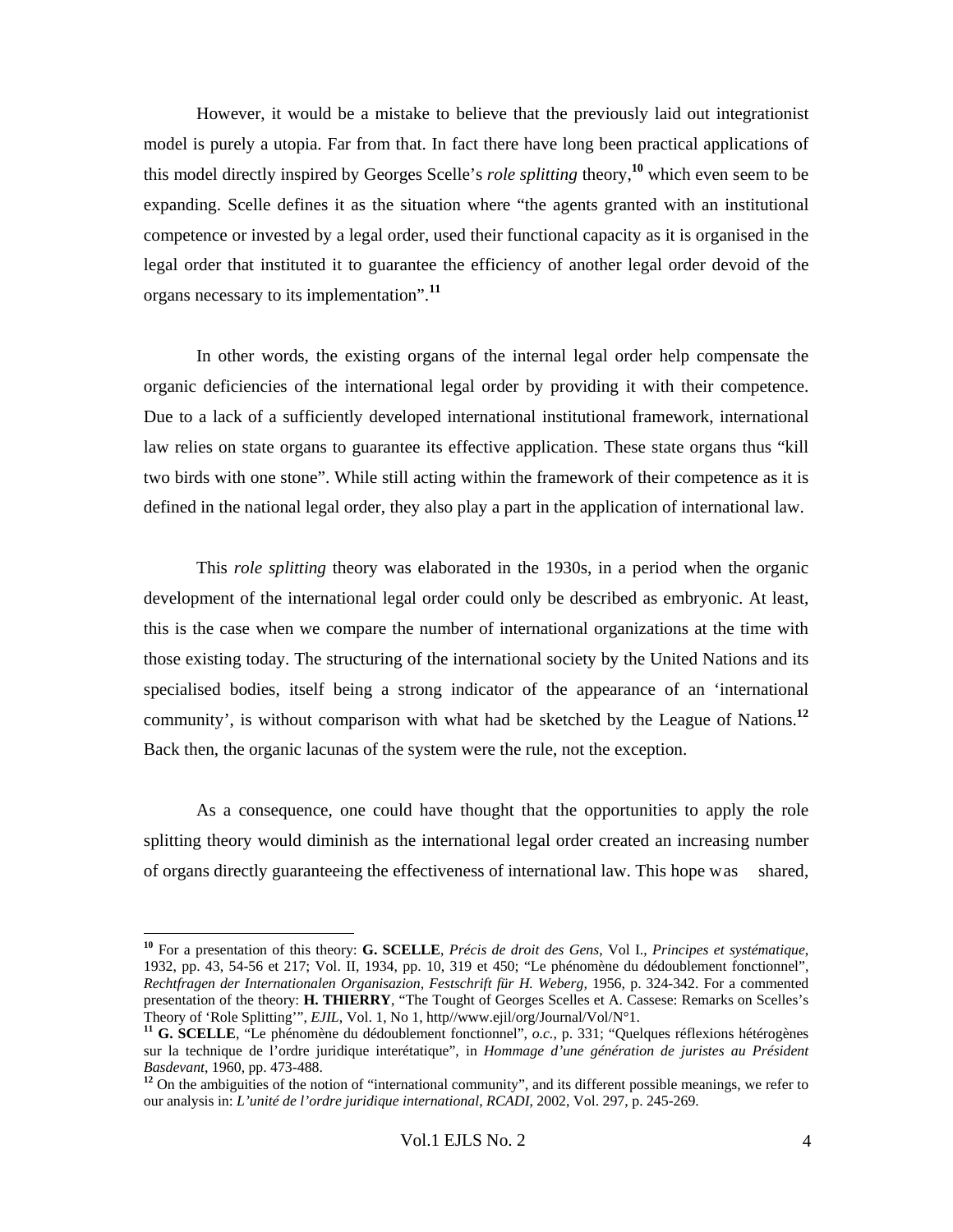However, it would be a mistake to believe that the previously laid out integrationist model is purely a utopia. Far from that. In fact there have long been practical applications of this model directly inspired by Georges Scelle's *role splitting* theory,[10] which even seem to be expanding. Scelle defines it as the situation where "the agents granted with an institutional competence or invested by a legal order, used their functional capacity as it is organised in the legal order that instituted it to guarantee the efficiency of another legal order devoid of the organs necessary to its implementation".[11]

In other words, the existing organs of the internal legal order help compensate the organic deficiencies of the international legal order by providing it with their competence. Due to a lack of a sufficiently developed international institutional framework, international law relies on state organs to guarantee its effective application. These state organs thus "kill two birds with one stone". While still acting within the framework of their competence as it is defined in the national legal order, they also play a part in the application of international law.

This *role splitting* theory was elaborated in the 1930s, in a period when the organic development of the international legal order could only be described as embryonic. At least, this is the case when we compare the number of international organizations at the time with those existing today. The structuring of the international society by the United Nations and its specialised bodies, itself being a strong indicator of the appearance of an 'international community', is without comparison with what had be sketched by the League of Nations.[12] Back then, the organic lacunas of the system were the rule, not the exception.

As a consequence, one could have thought that the opportunities to apply the role splitting theory would diminish as the international legal order created an increasing number of organs directly guaranteeing the effectiveness of international law. This hope was shared,

---

[10] For a presentation of this theory: **G. SCELLE**, *Précis de droit des Gens*, Vol I., *Principes et systématique*, 1932, pp. 43, 54-56 et 217; Vol. II, 1934, pp. 10, 319 et 450; "Le phénomène du dédoublement fonctionnel", *Rechtfragen der Internationalen Organisazion, Festschrift für H. Weberg*, 1956, p. 324-342. For a commented presentation of the theory: **H. THIERRY**, "The Tought of Georges Scelles et A. Cassese: Remarks on Scelles's Theory of 'Role Splitting'", *EJIL*, Vol. 1, No 1, http//www.ejil/org/Journal/Vol/N°1.

[11] **G. SCELLE**, "Le phénomène du dédoublement fonctionnel", *o.c.*, p. 331; "Quelques réflexions hétérogènes sur la technique de l'ordre juridique interétatique", in *Hommage d'une génération de juristes au Président Basdevant*, 1960, pp. 473-488.

[12] On the ambiguities of the notion of "international community", and its different possible meanings, we refer to our analysis in: *L'unité de l'ordre juridique international*, *RCADI*, 2002, Vol. 297, p. 245-269.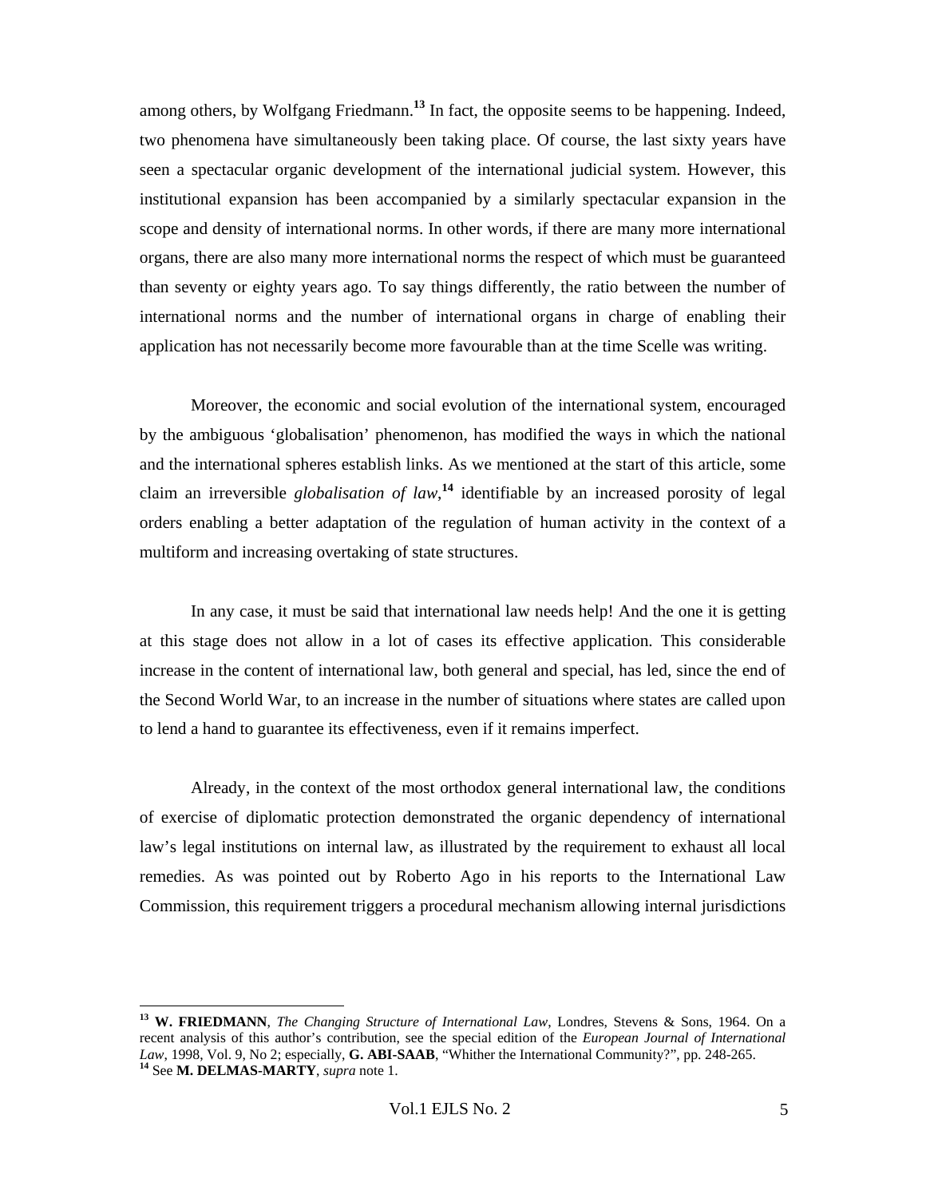among others, by Wolfgang Friedmann.[13] In fact, the opposite seems to be happening. Indeed, two phenomena have simultaneously been taking place. Of course, the last sixty years have seen a spectacular organic development of the international judicial system. However, this institutional expansion has been accompanied by a similarly spectacular expansion in the scope and density of international norms. In other words, if there are many more international organs, there are also many more international norms the respect of which must be guaranteed than seventy or eighty years ago. To say things differently, the ratio between the number of international norms and the number of international organs in charge of enabling their application has not necessarily become more favourable than at the time Scelle was writing.

Moreover, the economic and social evolution of the international system, encouraged by the ambiguous 'globalisation' phenomenon, has modified the ways in which the national and the international spheres establish links. As we mentioned at the start of this article, some claim an irreversible *globalisation of law*,[14] identifiable by an increased porosity of legal orders enabling a better adaptation of the regulation of human activity in the context of a multiform and increasing overtaking of state structures.

In any case, it must be said that international law needs help! And the one it is getting at this stage does not allow in a lot of cases its effective application. This considerable increase in the content of international law, both general and special, has led, since the end of the Second World War, to an increase in the number of situations where states are called upon to lend a hand to guarantee its effectiveness, even if it remains imperfect.

Already, in the context of the most orthodox general international law, the conditions of exercise of diplomatic protection demonstrated the organic dependency of international law's legal institutions on internal law, as illustrated by the requirement to exhaust all local remedies. As was pointed out by Roberto Ago in his reports to the International Law Commission, this requirement triggers a procedural mechanism allowing internal jurisdictions

---

[13] **W. FRIEDMANN**, *The Changing Structure of International Law*, Londres, Stevens & Sons, 1964. On a recent analysis of this author's contribution, see the special edition of the *European Journal of International Law*, 1998, Vol. 9, No 2; especially, **G. ABI-SAAB**, "Whither the International Community?", pp. 248-265.

[14] See **M. DELMAS-MARTY**, *supra* note 1.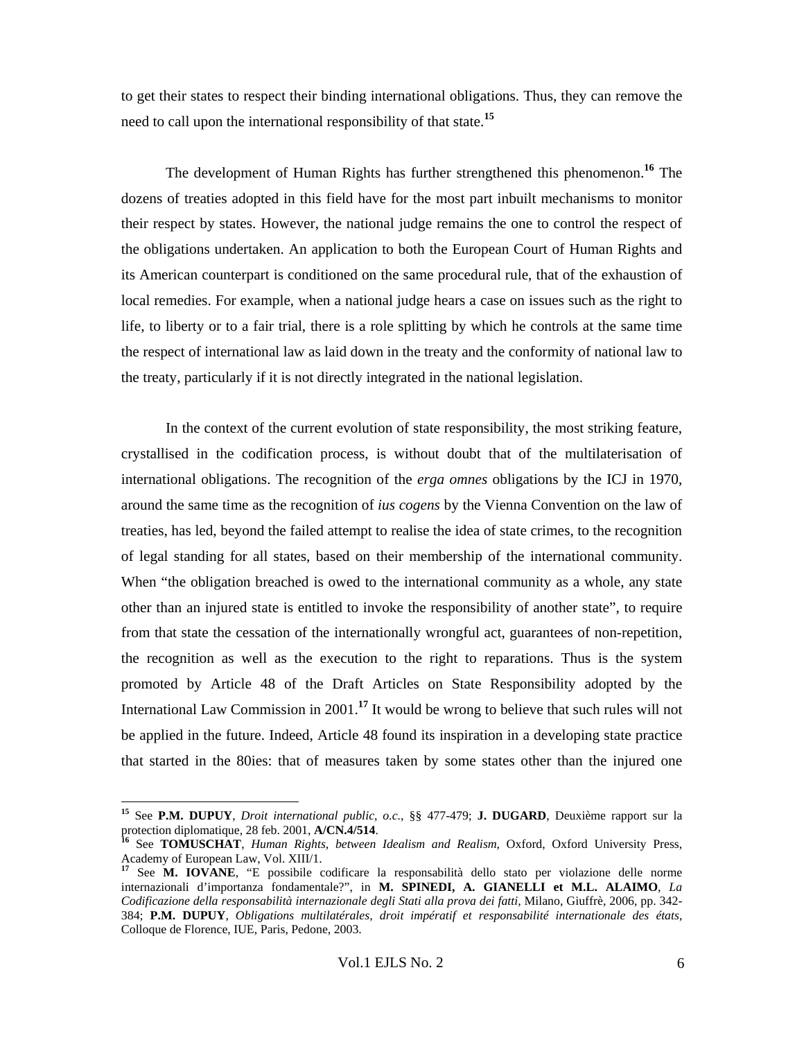to get their states to respect their binding international obligations. Thus, they can remove the need to call upon the international responsibility of that state.[15]

The development of Human Rights has further strengthened this phenomenon.[16] The dozens of treaties adopted in this field have for the most part inbuilt mechanisms to monitor their respect by states. However, the national judge remains the one to control the respect of the obligations undertaken. An application to both the European Court of Human Rights and its American counterpart is conditioned on the same procedural rule, that of the exhaustion of local remedies. For example, when a national judge hears a case on issues such as the right to life, to liberty or to a fair trial, there is a role splitting by which he controls at the same time the respect of international law as laid down in the treaty and the conformity of national law to the treaty, particularly if it is not directly integrated in the national legislation.

In the context of the current evolution of state responsibility, the most striking feature, crystallised in the codification process, is without doubt that of the multilaterisation of international obligations. The recognition of the *erga omnes* obligations by the ICJ in 1970, around the same time as the recognition of *ius cogens* by the Vienna Convention on the law of treaties, has led, beyond the failed attempt to realise the idea of state crimes, to the recognition of legal standing for all states, based on their membership of the international community. When "the obligation breached is owed to the international community as a whole, any state other than an injured state is entitled to invoke the responsibility of another state", to require from that state the cessation of the internationally wrongful act, guarantees of non-repetition, the recognition as well as the execution to the right to reparations. Thus is the system promoted by Article 48 of the Draft Articles on State Responsibility adopted by the International Law Commission in 2001.[17] It would be wrong to believe that such rules will not be applied in the future. Indeed, Article 48 found its inspiration in a developing state practice that started in the 80ies: that of measures taken by some states other than the injured one

---

[15] See **P.M. DUPUY**, *Droit international public*, *o.c.*, §§ 477-479; **J. DUGARD**, Deuxième rapport sur la protection diplomatique, 28 feb. 2001, **A/CN.4/514**.

[16] See **TOMUSCHAT**, *Human Rights, between Idealism and Realism*, Oxford, Oxford University Press, Academy of European Law, Vol. XIII/1.

[17] See **M. IOVANE**, "E possibile codificare la responsabilità dello stato per violazione delle norme internazionali d'importanza fondamentale?", in **M. SPINEDI, A. GIANELLI et M.L. ALAIMO**, *La Codificazione della responsabilità internazionale degli Stati alla prova dei fatti*, Milano, Giuffrè, 2006, pp. 342-384; **P.M. DUPUY**, *Obligations multilatérales, droit impératif et responsabilité internationale des états*, Colloque de Florence, IUE, Paris, Pedone, 2003.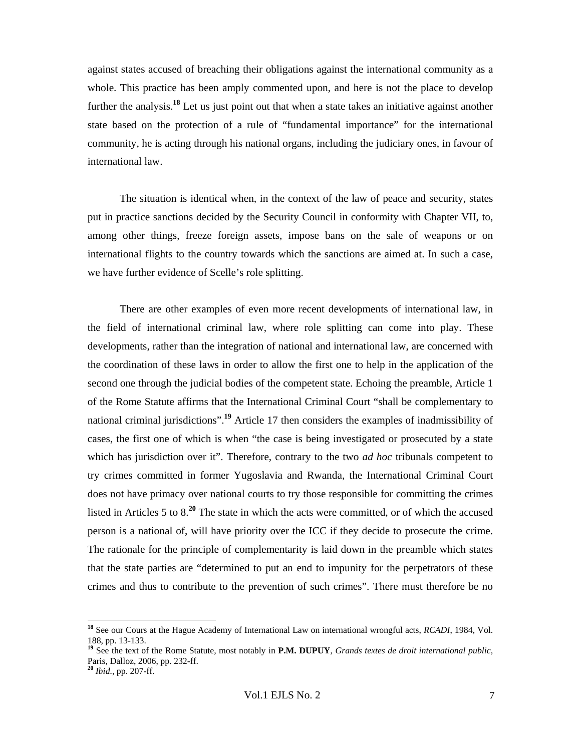against states accused of breaching their obligations against the international community as a whole. This practice has been amply commented upon, and here is not the place to develop further the analysis.[18] Let us just point out that when a state takes an initiative against another state based on the protection of a rule of "fundamental importance" for the international community, he is acting through his national organs, including the judiciary ones, in favour of international law.

The situation is identical when, in the context of the law of peace and security, states put in practice sanctions decided by the Security Council in conformity with Chapter VII, to, among other things, freeze foreign assets, impose bans on the sale of weapons or on international flights to the country towards which the sanctions are aimed at. In such a case, we have further evidence of Scelle's role splitting.

There are other examples of even more recent developments of international law, in the field of international criminal law, where role splitting can come into play. These developments, rather than the integration of national and international law, are concerned with the coordination of these laws in order to allow the first one to help in the application of the second one through the judicial bodies of the competent state. Echoing the preamble, Article 1 of the Rome Statute affirms that the International Criminal Court "shall be complementary to national criminal jurisdictions".[19] Article 17 then considers the examples of inadmissibility of cases, the first one of which is when "the case is being investigated or prosecuted by a state which has jurisdiction over it". Therefore, contrary to the two *ad hoc* tribunals competent to try crimes committed in former Yugoslavia and Rwanda, the International Criminal Court does not have primacy over national courts to try those responsible for committing the crimes listed in Articles 5 to 8.[20] The state in which the acts were committed, or of which the accused person is a national of, will have priority over the ICC if they decide to prosecute the crime. The rationale for the principle of complementarity is laid down in the preamble which states that the state parties are "determined to put an end to impunity for the perpetrators of these crimes and thus to contribute to the prevention of such crimes". There must therefore be no

---

[18] See our Cours at the Hague Academy of International Law on international wrongful acts, *RCADI*, 1984, Vol. 188, pp. 13-133.

[19] See the text of the Rome Statute, most notably in **P.M. DUPUY**, *Grands textes de droit international public*, Paris, Dalloz, 2006, pp. 232-ff.

[20] *Ibid.*, pp. 207-ff.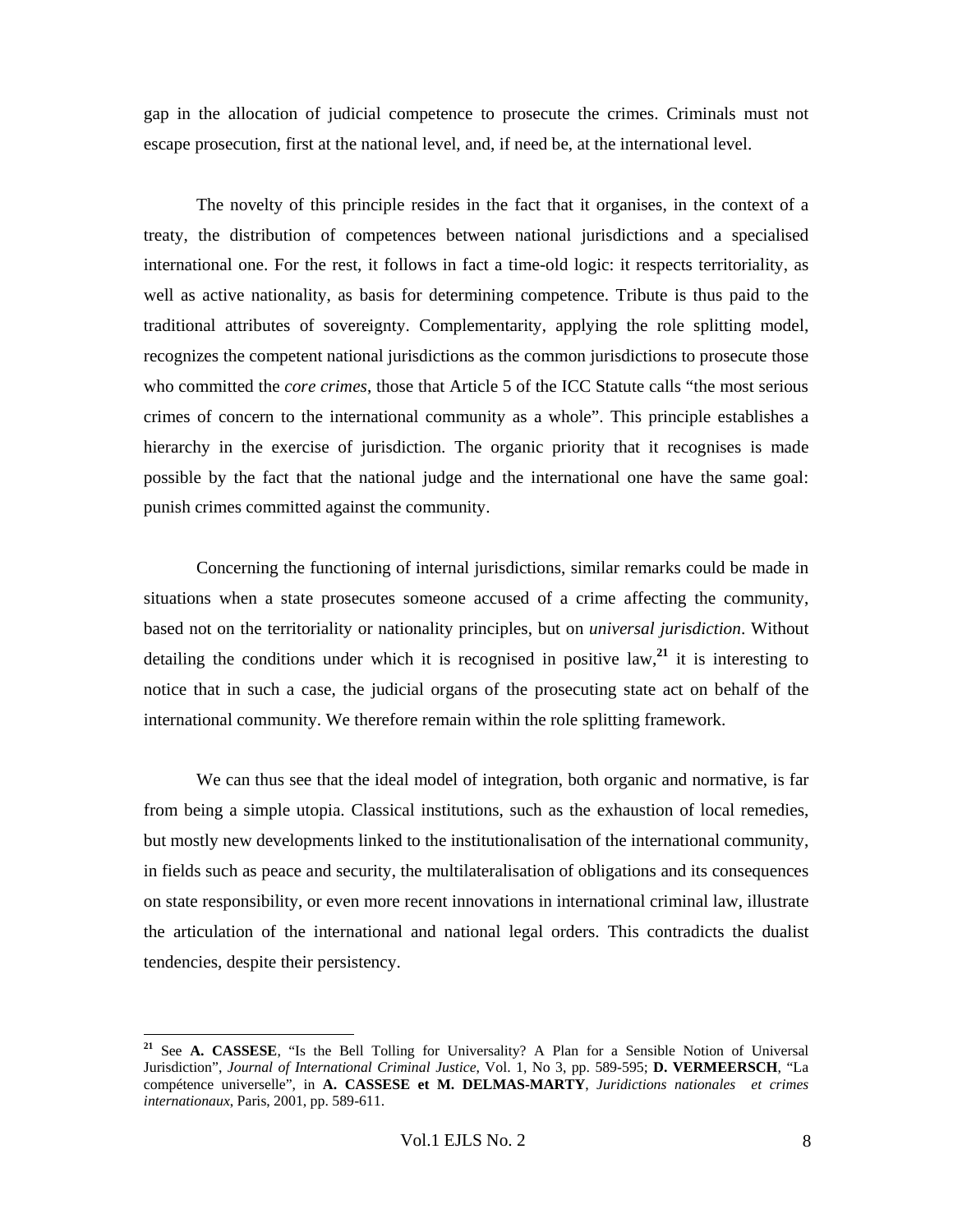gap in the allocation of judicial competence to prosecute the crimes. Criminals must not escape prosecution, first at the national level, and, if need be, at the international level.

The novelty of this principle resides in the fact that it organises, in the context of a treaty, the distribution of competences between national jurisdictions and a specialised international one. For the rest, it follows in fact a time-old logic: it respects territoriality, as well as active nationality, as basis for determining competence. Tribute is thus paid to the traditional attributes of sovereignty. Complementarity, applying the role splitting model, recognizes the competent national jurisdictions as the common jurisdictions to prosecute those who committed the *core crimes*, those that Article 5 of the ICC Statute calls "the most serious crimes of concern to the international community as a whole". This principle establishes a hierarchy in the exercise of jurisdiction. The organic priority that it recognises is made possible by the fact that the national judge and the international one have the same goal: punish crimes committed against the community.

Concerning the functioning of internal jurisdictions, similar remarks could be made in situations when a state prosecutes someone accused of a crime affecting the community, based not on the territoriality or nationality principles, but on *universal jurisdiction*. Without detailing the conditions under which it is recognised in positive law,[21] it is interesting to notice that in such a case, the judicial organs of the prosecuting state act on behalf of the international community. We therefore remain within the role splitting framework.

We can thus see that the ideal model of integration, both organic and normative, is far from being a simple utopia. Classical institutions, such as the exhaustion of local remedies, but mostly new developments linked to the institutionalisation of the international community, in fields such as peace and security, the multilateralisation of obligations and its consequences on state responsibility, or even more recent innovations in international criminal law, illustrate the articulation of the international and national legal orders. This contradicts the dualist tendencies, despite their persistency.

---

[21] See **A. CASSESE**, "Is the Bell Tolling for Universality? A Plan for a Sensible Notion of Universal Jurisdiction", *Journal of International Criminal Justice*, Vol. 1, No 3, pp. 589-595; **D. VERMEERSCH**, "La compétence universelle", in **A. CASSESE et M. DELMAS-MARTY**, *Juridictions nationales et crimes internationaux*, Paris, 2001, pp. 589-611.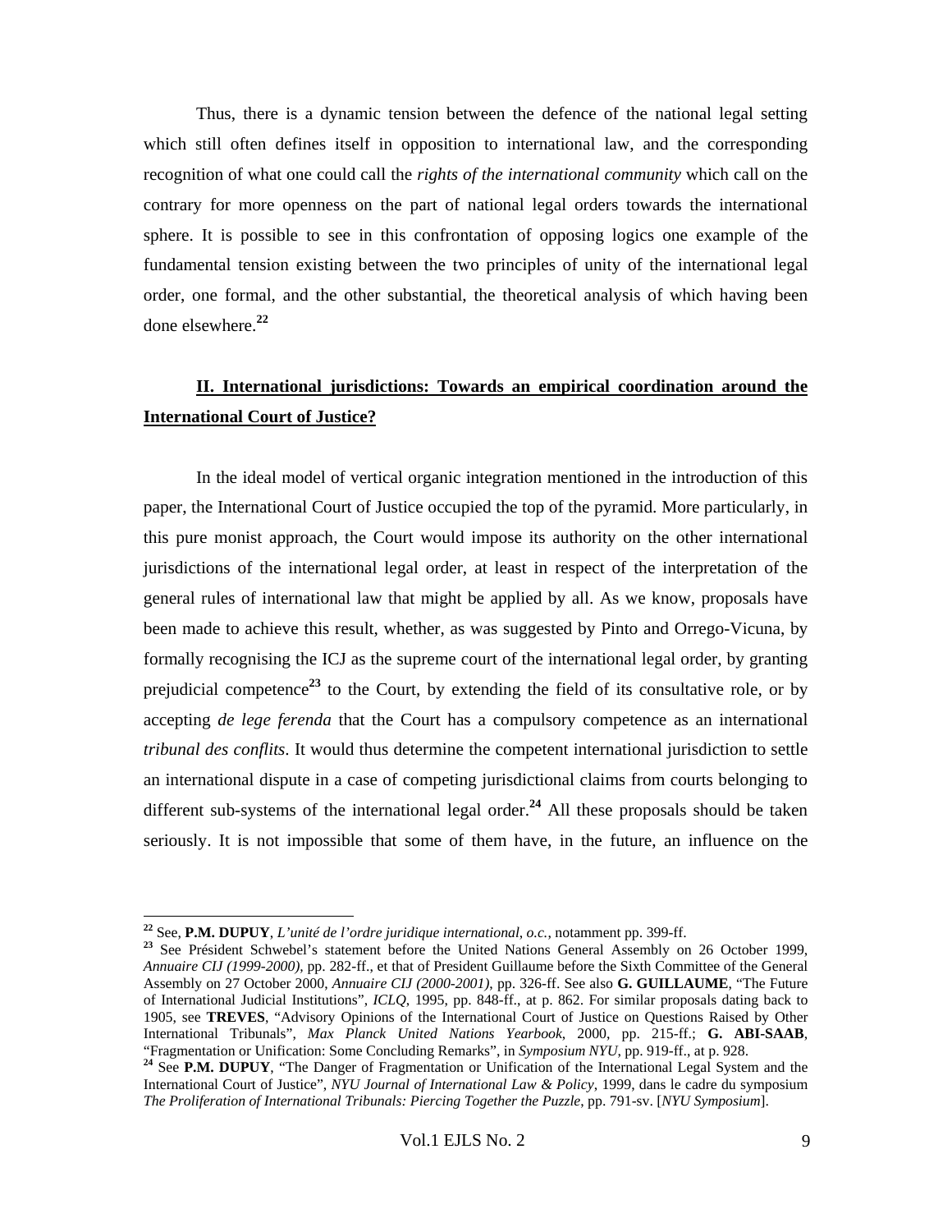Thus, there is a dynamic tension between the defence of the national legal setting which still often defines itself in opposition to international law, and the corresponding recognition of what one could call the *rights of the international community* which call on the contrary for more openness on the part of national legal orders towards the international sphere. It is possible to see in this confrontation of opposing logics one example of the fundamental tension existing between the two principles of unity of the international legal order, one formal, and the other substantial, the theoretical analysis of which having been done elsewhere.[22]

## II. International jurisdictions: Towards an empirical coordination around the International Court of Justice?

In the ideal model of vertical organic integration mentioned in the introduction of this paper, the International Court of Justice occupied the top of the pyramid. More particularly, in this pure monist approach, the Court would impose its authority on the other international jurisdictions of the international legal order, at least in respect of the interpretation of the general rules of international law that might be applied by all. As we know, proposals have been made to achieve this result, whether, as was suggested by Pinto and Orrego-Vicuna, by formally recognising the ICJ as the supreme court of the international legal order, by granting prejudicial competence[23] to the Court, by extending the field of its consultative role, or by accepting *de lege ferenda* that the Court has a compulsory competence as an international *tribunal des conflits*. It would thus determine the competent international jurisdiction to settle an international dispute in a case of competing jurisdictional claims from courts belonging to different sub-systems of the international legal order.[24] All these proposals should be taken seriously. It is not impossible that some of them have, in the future, an influence on the

---

[22] See, **P.M. DUPUY**, *L'unité de l'ordre juridique international*, *o.c.*, notamment pp. 399-ff.

[23] See Président Schwebel's statement before the United Nations General Assembly on 26 October 1999, *Annuaire CIJ (1999-2000)*, pp. 282-ff., et that of President Guillaume before the Sixth Committee of the General Assembly on 27 October 2000, *Annuaire CIJ (2000-2001)*, pp. 326-ff. See also **G. GUILLAUME**, "The Future of International Judicial Institutions", *ICLQ*, 1995, pp. 848-ff., at p. 862. For similar proposals dating back to 1905, see **TREVES**, "Advisory Opinions of the International Court of Justice on Questions Raised by Other International Tribunals", *Max Planck United Nations Yearbook*, 2000, pp. 215-ff.; **G. ABI-SAAB**, "Fragmentation or Unification: Some Concluding Remarks", in *Symposium NYU*, pp. 919-ff., at p. 928.

[24] See **P.M. DUPUY**, "The Danger of Fragmentation or Unification of the International Legal System and the International Court of Justice", *NYU Journal of International Law & Policy*, 1999, dans le cadre du symposium *The Proliferation of International Tribunals: Piercing Together the Puzzle*, pp. 791-sv. [*NYU Symposium*].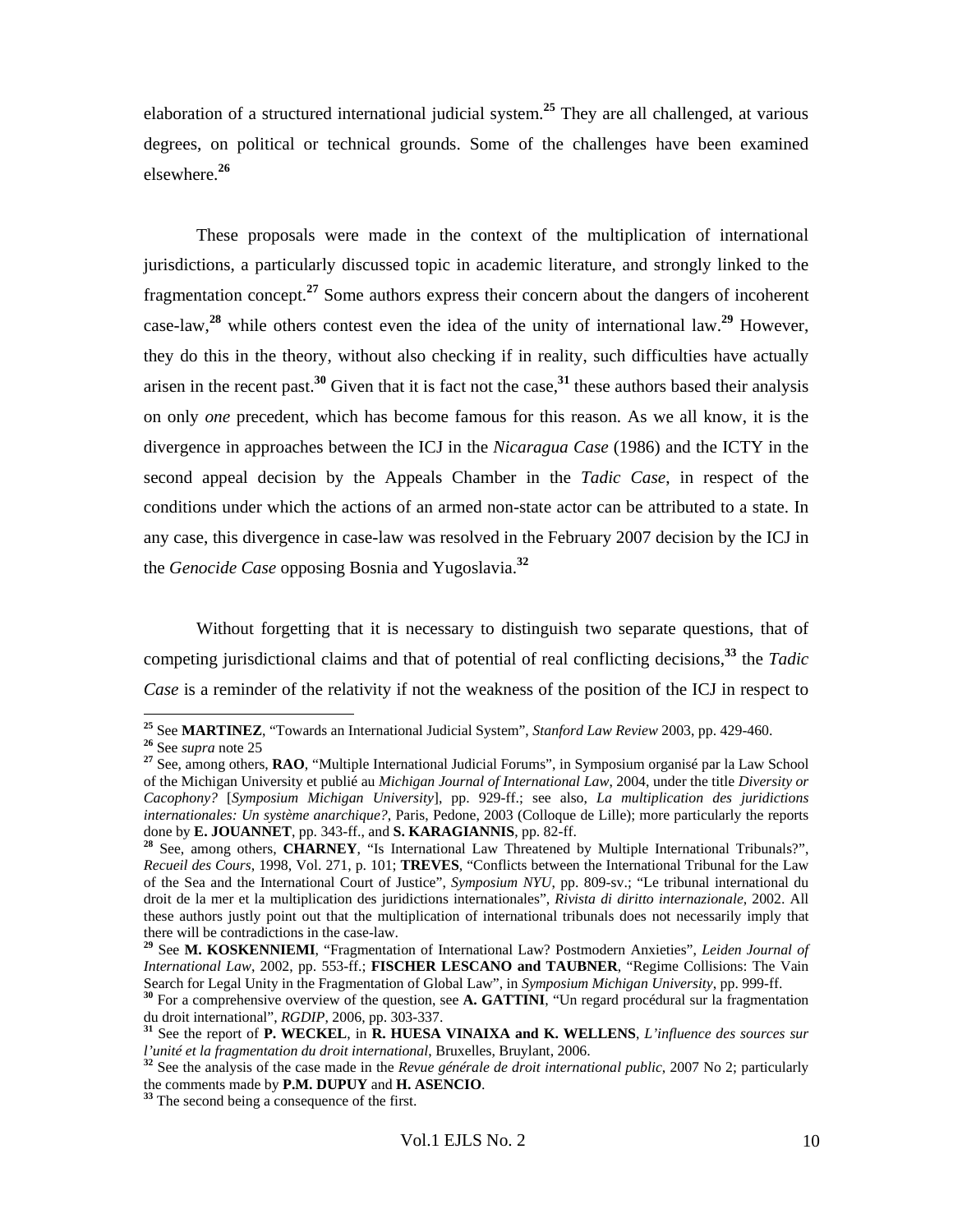elaboration of a structured international judicial system.[25] They are all challenged, at various degrees, on political or technical grounds. Some of the challenges have been examined elsewhere.[26]

These proposals were made in the context of the multiplication of international jurisdictions, a particularly discussed topic in academic literature, and strongly linked to the fragmentation concept.[27] Some authors express their concern about the dangers of incoherent case-law,[28] while others contest even the idea of the unity of international law.[29] However, they do this in the theory, without also checking if in reality, such difficulties have actually arisen in the recent past.[30] Given that it is fact not the case,[31] these authors based their analysis on only *one* precedent, which has become famous for this reason. As we all know, it is the divergence in approaches between the ICJ in the *Nicaragua Case* (1986) and the ICTY in the second appeal decision by the Appeals Chamber in the *Tadic Case*, in respect of the conditions under which the actions of an armed non-state actor can be attributed to a state. In any case, this divergence in case-law was resolved in the February 2007 decision by the ICJ in the *Genocide Case* opposing Bosnia and Yugoslavia.[32]

Without forgetting that it is necessary to distinguish two separate questions, that of competing jurisdictional claims and that of potential of real conflicting decisions,[33] the *Tadic Case* is a reminder of the relativity if not the weakness of the position of the ICJ in respect to

---

[25] See **MARTINEZ**, "Towards an International Judicial System", *Stanford Law Review* 2003, pp. 429-460.

[26] See *supra* note 25

[27] See, among others, **RAO**, "Multiple International Judicial Forums", in Symposium organisé par la Law School of the Michigan University et publié au *Michigan Journal of International Law*, 2004, under the title *Diversity or Cacophony?* [*Symposium Michigan University*], pp. 929-ff.; see also, *La multiplication des juridictions internationales: Un système anarchique?*, Paris, Pedone, 2003 (Colloque de Lille); more particularly the reports done by **E. JOUANNET**, pp. 343-ff., and **S. KARAGIANNIS**, pp. 82-ff.

[28] See, among others, **CHARNEY**, "Is International Law Threatened by Multiple International Tribunals?", *Recueil des Cours*, 1998, Vol. 271, p. 101; **TREVES**, "Conflicts between the International Tribunal for the Law of the Sea and the International Court of Justice", *Symposium NYU*, pp. 809-sv.; "Le tribunal international du droit de la mer et la multiplication des juridictions internationales", *Rivista di diritto internazionale*, 2002. All these authors justly point out that the multiplication of international tribunals does not necessarily imply that there will be contradictions in the case-law.

[29] See **M. KOSKENNIEMI**, "Fragmentation of International Law? Postmodern Anxieties", *Leiden Journal of International Law*, 2002, pp. 553-ff.; **FISCHER LESCANO and TAUBNER**, "Regime Collisions: The Vain Search for Legal Unity in the Fragmentation of Global Law", in *Symposium Michigan University*, pp. 999-ff.

[30] For a comprehensive overview of the question, see **A. GATTINI**, "Un regard procédural sur la fragmentation du droit international", *RGDIP*, 2006, pp. 303-337.

[31] See the report of **P. WECKEL**, in **R. HUESA VINAIXA and K. WELLENS**, *L'influence des sources sur l'unité et la fragmentation du droit international*, Bruxelles, Bruylant, 2006.

[32] See the analysis of the case made in the *Revue générale de droit international public*, 2007 No 2; particularly the comments made by **P.M. DUPUY** and **H. ASENCIO**.

[33] The second being a consequence of the first.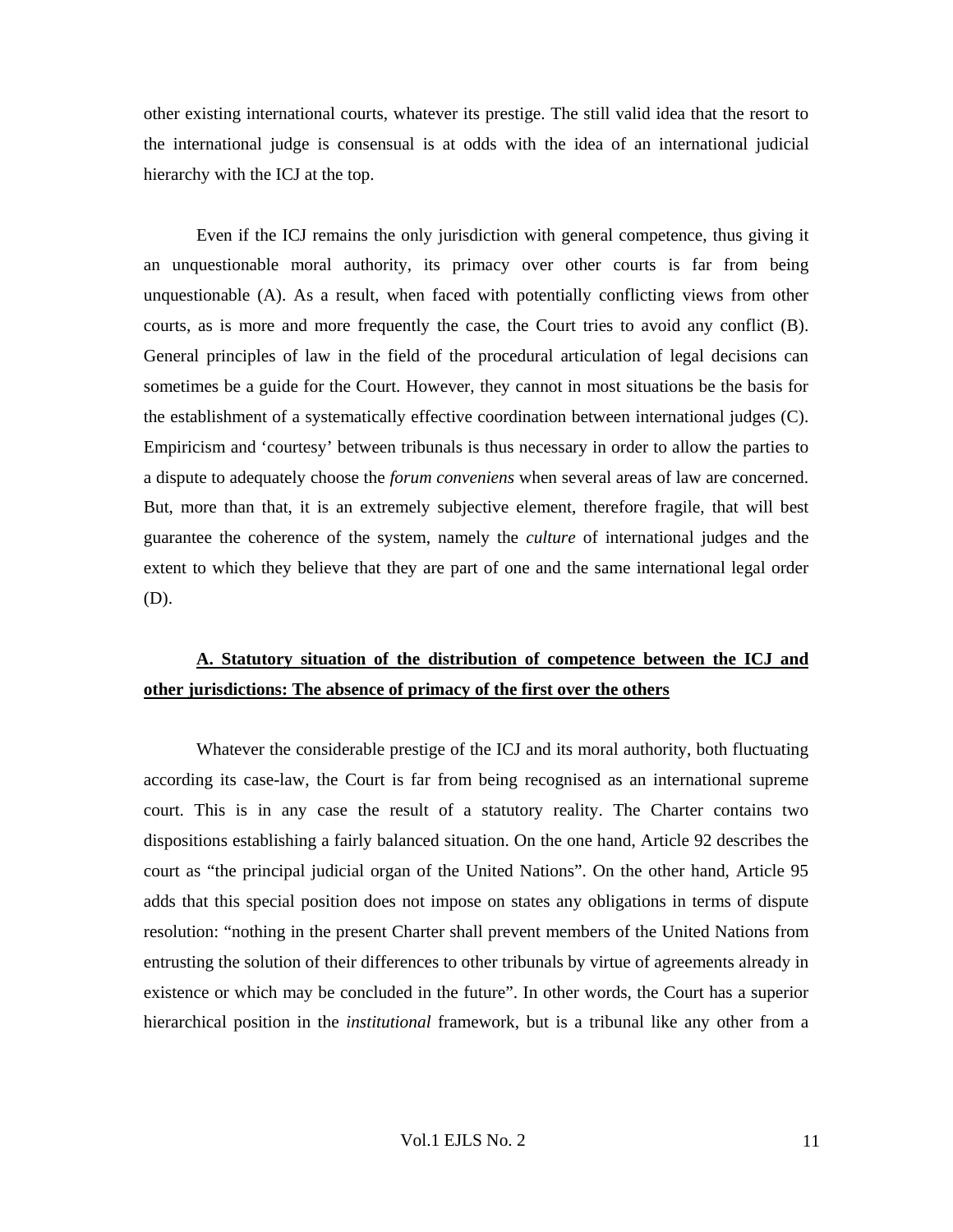other existing international courts, whatever its prestige. The still valid idea that the resort to the international judge is consensual is at odds with the idea of an international judicial hierarchy with the ICJ at the top.

Even if the ICJ remains the only jurisdiction with general competence, thus giving it an unquestionable moral authority, its primacy over other courts is far from being unquestionable (A). As a result, when faced with potentially conflicting views from other courts, as is more and more frequently the case, the Court tries to avoid any conflict (B). General principles of law in the field of the procedural articulation of legal decisions can sometimes be a guide for the Court. However, they cannot in most situations be the basis for the establishment of a systematically effective coordination between international judges (C). Empiricism and 'courtesy' between tribunals is thus necessary in order to allow the parties to a dispute to adequately choose the *forum conveniens* when several areas of law are concerned. But, more than that, it is an extremely subjective element, therefore fragile, that will best guarantee the coherence of the system, namely the *culture* of international judges and the extent to which they believe that they are part of one and the same international legal order (D).

### **A. Statutory situation of the distribution of competence between the ICJ and other jurisdictions: The absence of primacy of the first over the others**

Whatever the considerable prestige of the ICJ and its moral authority, both fluctuating according its case-law, the Court is far from being recognised as an international supreme court. This is in any case the result of a statutory reality. The Charter contains two dispositions establishing a fairly balanced situation. On the one hand, Article 92 describes the court as "the principal judicial organ of the United Nations". On the other hand, Article 95 adds that this special position does not impose on states any obligations in terms of dispute resolution: "nothing in the present Charter shall prevent members of the United Nations from entrusting the solution of their differences to other tribunals by virtue of agreements already in existence or which may be concluded in the future". In other words, the Court has a superior hierarchical position in the *institutional* framework, but is a tribunal like any other from a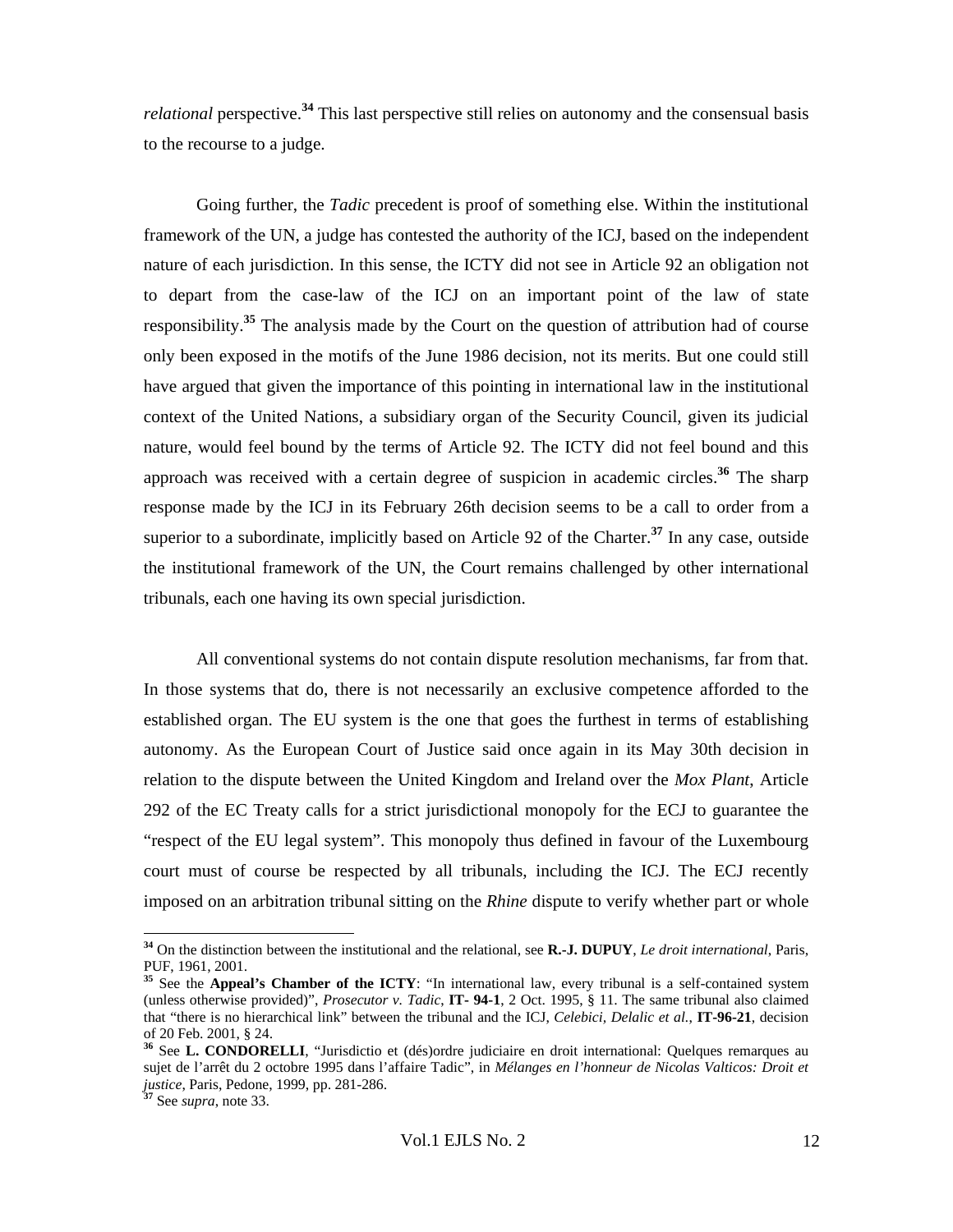*relational* perspective.[34] This last perspective still relies on autonomy and the consensual basis to the recourse to a judge.

Going further, the *Tadic* precedent is proof of something else. Within the institutional framework of the UN, a judge has contested the authority of the ICJ, based on the independent nature of each jurisdiction. In this sense, the ICTY did not see in Article 92 an obligation not to depart from the case-law of the ICJ on an important point of the law of state responsibility.[35] The analysis made by the Court on the question of attribution had of course only been exposed in the motifs of the June 1986 decision, not its merits. But one could still have argued that given the importance of this pointing in international law in the institutional context of the United Nations, a subsidiary organ of the Security Council, given its judicial nature, would feel bound by the terms of Article 92. The ICTY did not feel bound and this approach was received with a certain degree of suspicion in academic circles.[36] The sharp response made by the ICJ in its February 26th decision seems to be a call to order from a superior to a subordinate, implicitly based on Article 92 of the Charter.[37] In any case, outside the institutional framework of the UN, the Court remains challenged by other international tribunals, each one having its own special jurisdiction.

All conventional systems do not contain dispute resolution mechanisms, far from that. In those systems that do, there is not necessarily an exclusive competence afforded to the established organ. The EU system is the one that goes the furthest in terms of establishing autonomy. As the European Court of Justice said once again in its May 30th decision in relation to the dispute between the United Kingdom and Ireland over the *Mox Plant*, Article 292 of the EC Treaty calls for a strict jurisdictional monopoly for the ECJ to guarantee the "respect of the EU legal system". This monopoly thus defined in favour of the Luxembourg court must of course be respected by all tribunals, including the ICJ. The ECJ recently imposed on an arbitration tribunal sitting on the *Rhine* dispute to verify whether part or whole

---

[34] On the distinction between the institutional and the relational, see **R.-J. DUPUY**, *Le droit international*, Paris, PUF, 1961, 2001.

[35] See the **Appeal's Chamber of the ICTY**: "In international law, every tribunal is a self-contained system (unless otherwise provided)", *Prosecutor v. Tadic*, **IT- 94-1**, 2 Oct. 1995, § 11. The same tribunal also claimed that "there is no hierarchical link" between the tribunal and the ICJ, *Celebici, Delalic et al.*, **IT-96-21**, decision of 20 Feb. 2001, § 24.

[36] See **L. CONDORELLI**, "Jurisdictio et (dés)ordre judiciaire en droit international: Quelques remarques au sujet de l'arrêt du 2 octobre 1995 dans l'affaire Tadic", in *Mélanges en l'honneur de Nicolas Valticos: Droit et justice*, Paris, Pedone, 1999, pp. 281-286.

[37] See *supra*, note 33.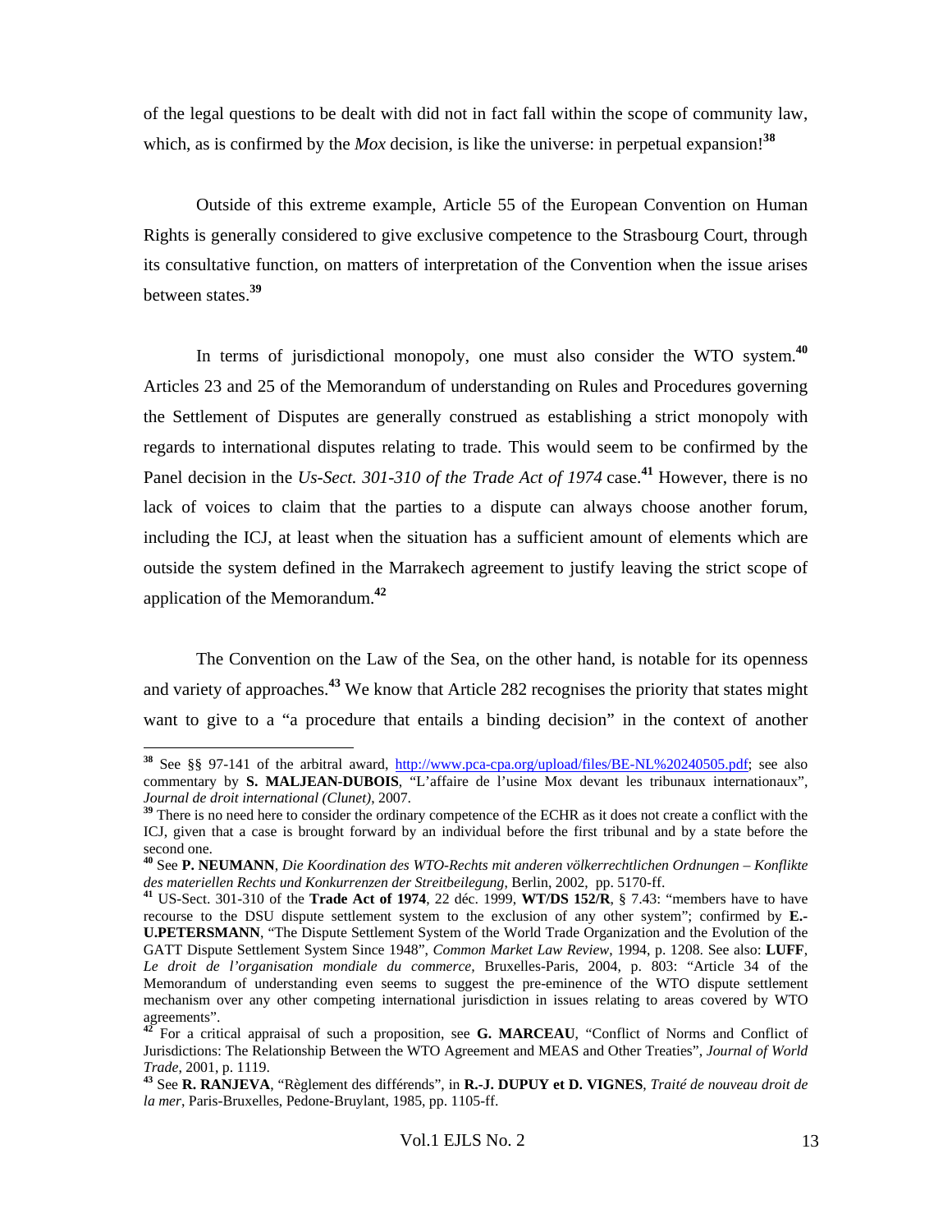of the legal questions to be dealt with did not in fact fall within the scope of community law, which, as is confirmed by the *Mox* decision, is like the universe: in perpetual expansion![38]

Outside of this extreme example, Article 55 of the European Convention on Human Rights is generally considered to give exclusive competence to the Strasbourg Court, through its consultative function, on matters of interpretation of the Convention when the issue arises between states.[39]

In terms of jurisdictional monopoly, one must also consider the WTO system.[40] Articles 23 and 25 of the Memorandum of understanding on Rules and Procedures governing the Settlement of Disputes are generally construed as establishing a strict monopoly with regards to international disputes relating to trade. This would seem to be confirmed by the Panel decision in the *Us-Sect. 301-310 of the Trade Act of 1974* case.[41] However, there is no lack of voices to claim that the parties to a dispute can always choose another forum, including the ICJ, at least when the situation has a sufficient amount of elements which are outside the system defined in the Marrakech agreement to justify leaving the strict scope of application of the Memorandum.[42]

The Convention on the Law of the Sea, on the other hand, is notable for its openness and variety of approaches.[43] We know that Article 282 recognises the priority that states might want to give to a "a procedure that entails a binding decision" in the context of another

---

[38] See §§ 97-141 of the arbitral award, http://www.pca-cpa.org/upload/files/BE-NL%20240505.pdf; see also commentary by **S. MALJEAN-DUBOIS**, "L'affaire de l'usine Mox devant les tribunaux internationaux", *Journal de droit international (Clunet)*, 2007.

[39] There is no need here to consider the ordinary competence of the ECHR as it does not create a conflict with the ICJ, given that a case is brought forward by an individual before the first tribunal and by a state before the second one.

[40] See **P. NEUMANN**, *Die Koordination des WTO-Rechts mit anderen völkerrechtlichen Ordnungen – Konflikte des materiellen Rechts und Konkurrenzen der Streitbeilegung*, Berlin, 2002, pp. 5170-ff.

[41] US-Sect. 301-310 of the **Trade Act of 1974**, 22 déc. 1999, **WT/DS 152/R**, § 7.43: "members have to have recourse to the DSU dispute settlement system to the exclusion of any other system"; confirmed by **E.-U.PETERSMANN**, "The Dispute Settlement System of the World Trade Organization and the Evolution of the GATT Dispute Settlement System Since 1948", *Common Market Law Review*, 1994, p. 1208. See also: **LUFF**, *Le droit de l'organisation mondiale du commerce*, Bruxelles-Paris, 2004, p. 803: "Article 34 of the Memorandum of understanding even seems to suggest the pre-eminence of the WTO dispute settlement mechanism over any other competing international jurisdiction in issues relating to areas covered by WTO agreements".

[42] For a critical appraisal of such a proposition, see **G. MARCEAU**, "Conflict of Norms and Conflict of Jurisdictions: The Relationship Between the WTO Agreement and MEAS and Other Treaties", *Journal of World Trade*, 2001, p. 1119.

[43] See **R. RANJEVA**, "Règlement des différends", in **R.-J. DUPUY et D. VIGNES**, *Traité de nouveau droit de la mer*, Paris-Bruxelles, Pedone-Bruylant, 1985, pp. 1105-ff.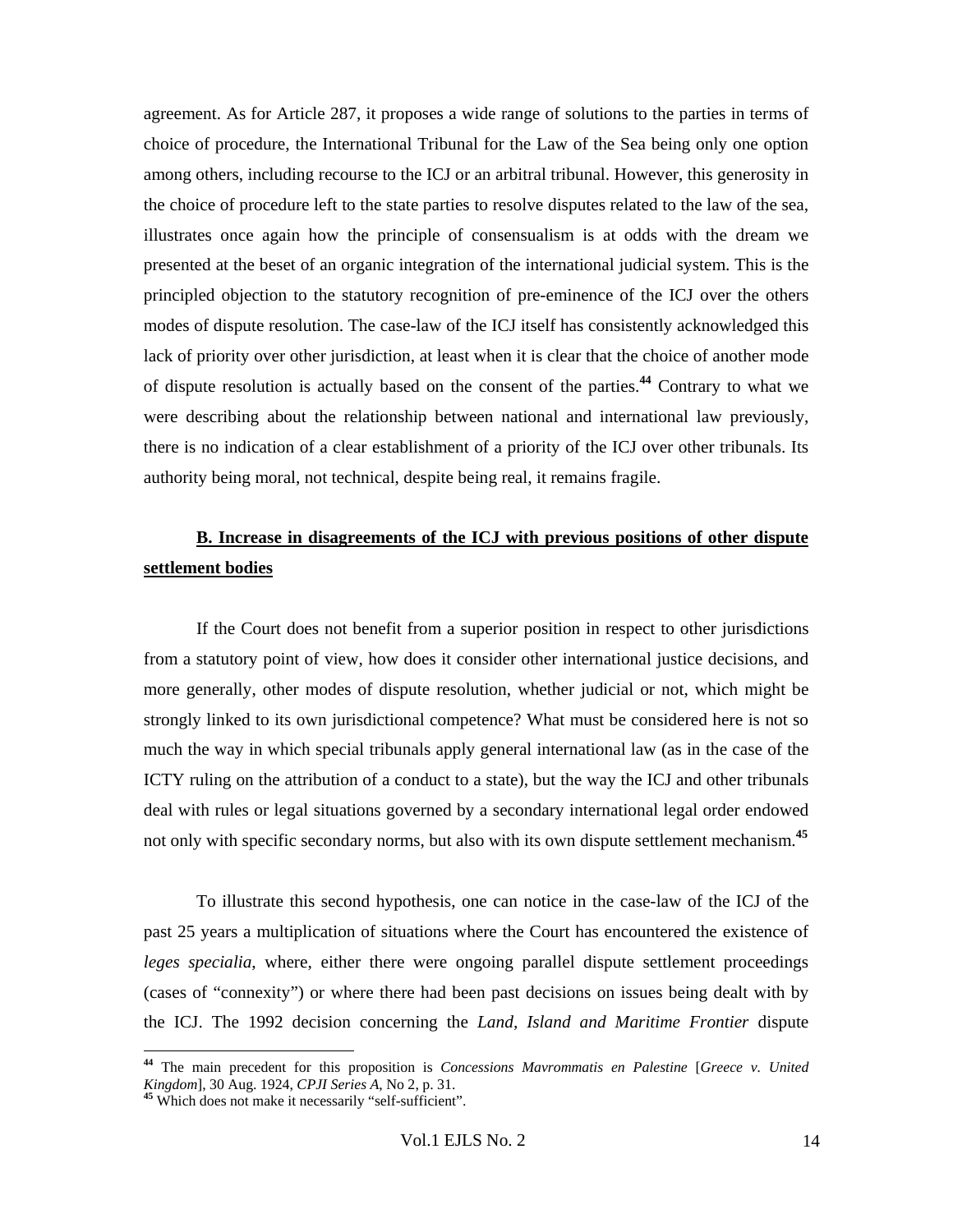agreement. As for Article 287, it proposes a wide range of solutions to the parties in terms of choice of procedure, the International Tribunal for the Law of the Sea being only one option among others, including recourse to the ICJ or an arbitral tribunal. However, this generosity in the choice of procedure left to the state parties to resolve disputes related to the law of the sea, illustrates once again how the principle of consensualism is at odds with the dream we presented at the beset of an organic integration of the international judicial system. This is the principled objection to the statutory recognition of pre-eminence of the ICJ over the others modes of dispute resolution. The case-law of the ICJ itself has consistently acknowledged this lack of priority over other jurisdiction, at least when it is clear that the choice of another mode of dispute resolution is actually based on the consent of the parties.[44] Contrary to what we were describing about the relationship between national and international law previously, there is no indication of a clear establishment of a priority of the ICJ over other tribunals. Its authority being moral, not technical, despite being real, it remains fragile.

## **B. Increase in disagreements of the ICJ with previous positions of other dispute settlement bodies**

If the Court does not benefit from a superior position in respect to other jurisdictions from a statutory point of view, how does it consider other international justice decisions, and more generally, other modes of dispute resolution, whether judicial or not, which might be strongly linked to its own jurisdictional competence? What must be considered here is not so much the way in which special tribunals apply general international law (as in the case of the ICTY ruling on the attribution of a conduct to a state), but the way the ICJ and other tribunals deal with rules or legal situations governed by a secondary international legal order endowed not only with specific secondary norms, but also with its own dispute settlement mechanism.[45]

To illustrate this second hypothesis, one can notice in the case-law of the ICJ of the past 25 years a multiplication of situations where the Court has encountered the existence of *leges specialia*, where, either there were ongoing parallel dispute settlement proceedings (cases of "connexity") or where there had been past decisions on issues being dealt with by the ICJ. The 1992 decision concerning the *Land, Island and Maritime Frontier* dispute

---

[44] The main precedent for this proposition is *Concessions Mavrommatis en Palestine* [*Greece v. United Kingdom*], 30 Aug. 1924, *CPJI Series A*, No 2, p. 31.

[45] Which does not make it necessarily "self-sufficient".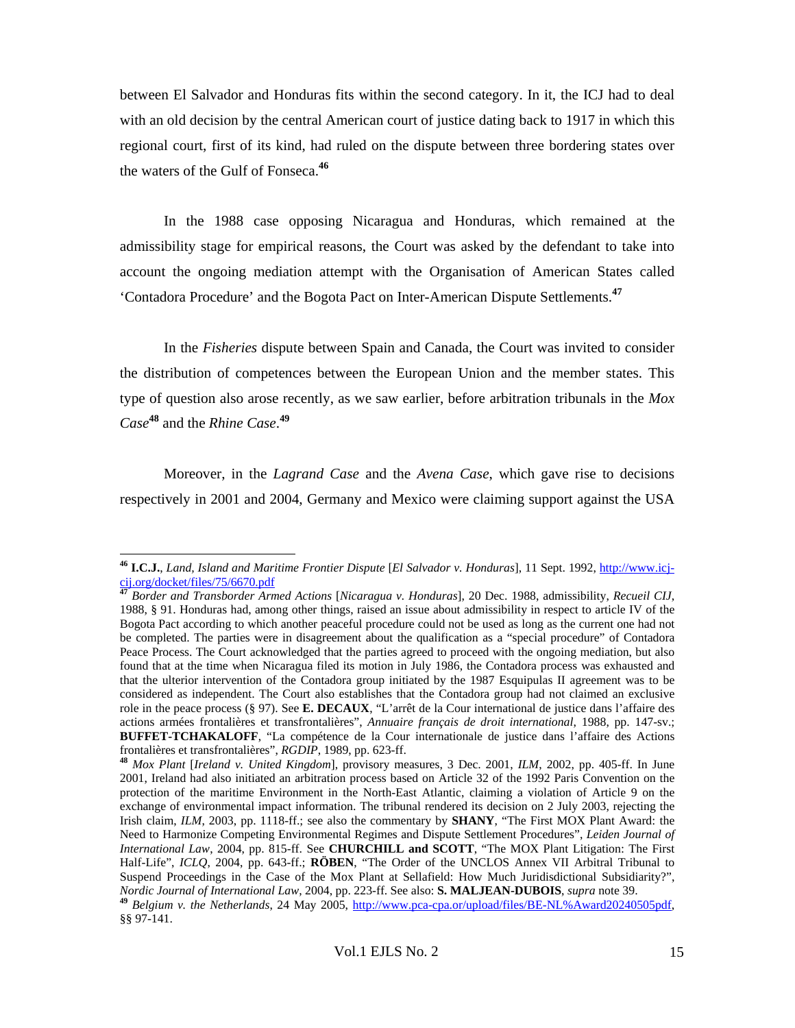between El Salvador and Honduras fits within the second category. In it, the ICJ had to deal with an old decision by the central American court of justice dating back to 1917 in which this regional court, first of its kind, had ruled on the dispute between three bordering states over the waters of the Gulf of Fonseca.[46]

In the 1988 case opposing Nicaragua and Honduras, which remained at the admissibility stage for empirical reasons, the Court was asked by the defendant to take into account the ongoing mediation attempt with the Organisation of American States called 'Contadora Procedure' and the Bogota Pact on Inter-American Dispute Settlements.[47]

In the *Fisheries* dispute between Spain and Canada, the Court was invited to consider the distribution of competences between the European Union and the member states. This type of question also arose recently, as we saw earlier, before arbitration tribunals in the *Mox Case*[48] and the *Rhine Case*.[49]

Moreover, in the *Lagrand Case* and the *Avena Case*, which gave rise to decisions respectively in 2001 and 2004, Germany and Mexico were claiming support against the USA

---

[46] **I.C.J.**, *Land, Island and Maritime Frontier Dispute* [*El Salvador v. Honduras*], 11 Sept. 1992, http://www.icj-cij.org/docket/files/75/6670.pdf

[47] *Border and Transborder Armed Actions* [*Nicaragua v. Honduras*], 20 Dec. 1988, admissibility, *Recueil CIJ*, 1988, § 91. Honduras had, among other things, raised an issue about admissibility in respect to article IV of the Bogota Pact according to which another peaceful procedure could not be used as long as the current one had not be completed. The parties were in disagreement about the qualification as a "special procedure" of Contadora Peace Process. The Court acknowledged that the parties agreed to proceed with the ongoing mediation, but also found that at the time when Nicaragua filed its motion in July 1986, the Contadora process was exhausted and that the ulterior intervention of the Contadora group initiated by the 1987 Esquipulas II agreement was to be considered as independent. The Court also establishes that the Contadora group had not claimed an exclusive role in the peace process (§ 97). See **E. DECAUX**, "L'arrêt de la Cour international de justice dans l'affaire des actions armées frontalières et transfrontalières", *Annuaire français de droit international*, 1988, pp. 147-sv.; **BUFFET-TCHAKALOFF**, "La compétence de la Cour internationale de justice dans l'affaire des Actions frontalières et transfrontalières", *RGDIP*, 1989, pp. 623-ff.

[48] *Mox Plant* [*Ireland v. United Kingdom*], provisory measures, 3 Dec. 2001, *ILM*, 2002, pp. 405-ff. In June 2001, Ireland had also initiated an arbitration process based on Article 32 of the 1992 Paris Convention on the protection of the maritime Environment in the North-East Atlantic, claiming a violation of Article 9 on the exchange of environmental impact information. The tribunal rendered its decision on 2 July 2003, rejecting the Irish claim, *ILM*, 2003, pp. 1118-ff.; see also the commentary by **SHANY**, "The First MOX Plant Award: the Need to Harmonize Competing Environmental Regimes and Dispute Settlement Procedures", *Leiden Journal of International Law*, 2004, pp. 815-ff. See **CHURCHILL and SCOTT**, "The MOX Plant Litigation: The First Half-Life", *ICLQ*, 2004, pp. 643-ff.; **RÖBEN**, "The Order of the UNCLOS Annex VII Arbitral Tribunal to Suspend Proceedings in the Case of the Mox Plant at Sellafield: How Much Juridisdictional Subsidiarity?", *Nordic Journal of International Law*, 2004, pp. 223-ff. See also: **S. MALJEAN-DUBOIS**, *supra* note 39.

[49] *Belgium v. the Netherlands*, 24 May 2005, http://www.pca-cpa.or/upload/files/BE-NL%Award20240505pdf, §§ 97-141.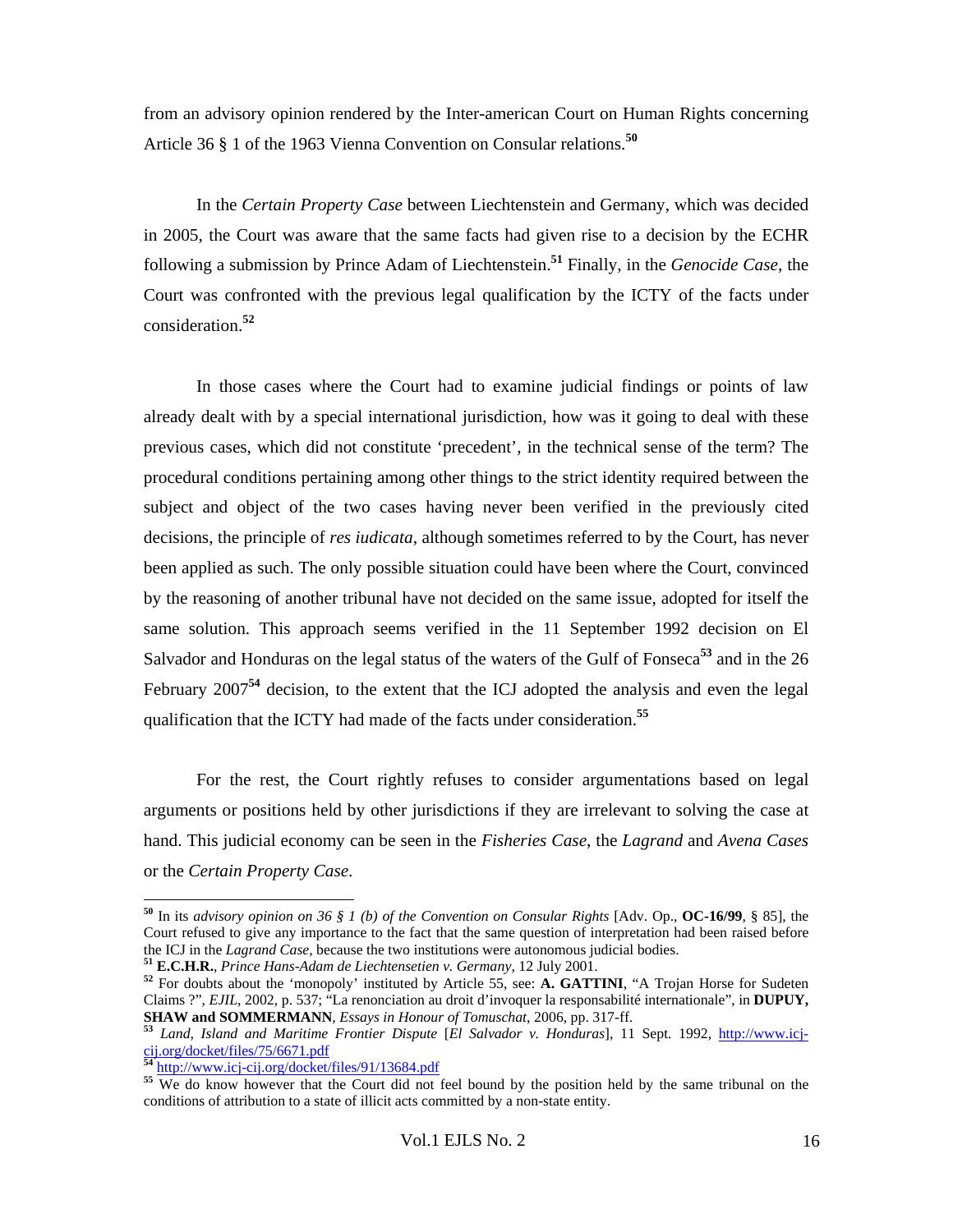from an advisory opinion rendered by the Inter-american Court on Human Rights concerning Article 36 § 1 of the 1963 Vienna Convention on Consular relations.[50]

In the *Certain Property Case* between Liechtenstein and Germany, which was decided in 2005, the Court was aware that the same facts had given rise to a decision by the ECHR following a submission by Prince Adam of Liechtenstein.[51] Finally, in the *Genocide Case*, the Court was confronted with the previous legal qualification by the ICTY of the facts under consideration.[52]

In those cases where the Court had to examine judicial findings or points of law already dealt with by a special international jurisdiction, how was it going to deal with these previous cases, which did not constitute 'precedent', in the technical sense of the term? The procedural conditions pertaining among other things to the strict identity required between the subject and object of the two cases having never been verified in the previously cited decisions, the principle of *res iudicata*, although sometimes referred to by the Court, has never been applied as such. The only possible situation could have been where the Court, convinced by the reasoning of another tribunal have not decided on the same issue, adopted for itself the same solution. This approach seems verified in the 11 September 1992 decision on El Salvador and Honduras on the legal status of the waters of the Gulf of Fonseca[53] and in the 26 February 2007[54] decision, to the extent that the ICJ adopted the analysis and even the legal qualification that the ICTY had made of the facts under consideration.[55]

For the rest, the Court rightly refuses to consider argumentations based on legal arguments or positions held by other jurisdictions if they are irrelevant to solving the case at hand. This judicial economy can be seen in the *Fisheries Case*, the *Lagrand* and *Avena Cases* or the *Certain Property Case*.

---

[50] In its *advisory opinion on 36 § 1 (b) of the Convention on Consular Rights* [Adv. Op., **OC-16/99**, § 85], the Court refused to give any importance to the fact that the same question of interpretation had been raised before the ICJ in the *Lagrand Case*, because the two institutions were autonomous judicial bodies.

[51] **E.C.H.R.**, *Prince Hans-Adam de Liechtensetien v. Germany*, 12 July 2001.

[52] For doubts about the 'monopoly' instituted by Article 55, see: **A. GATTINI**, "A Trojan Horse for Sudeten Claims ?", *EJIL*, 2002, p. 537; "La renonciation au droit d'invoquer la responsabilité internationale", in **DUPUY, SHAW and SOMMERMANN**, *Essays in Honour of Tomuschat*, 2006, pp. 317-ff.

[53] *Land, Island and Maritime Frontier Dispute* [*El Salvador v. Honduras*], 11 Sept. 1992, http://www.icj-cij.org/docket/files/75/6671.pdf

[54] http://www.icj-cij.org/docket/files/91/13684.pdf

[55] We do know however that the Court did not feel bound by the position held by the same tribunal on the conditions of attribution to a state of illicit acts committed by a non-state entity.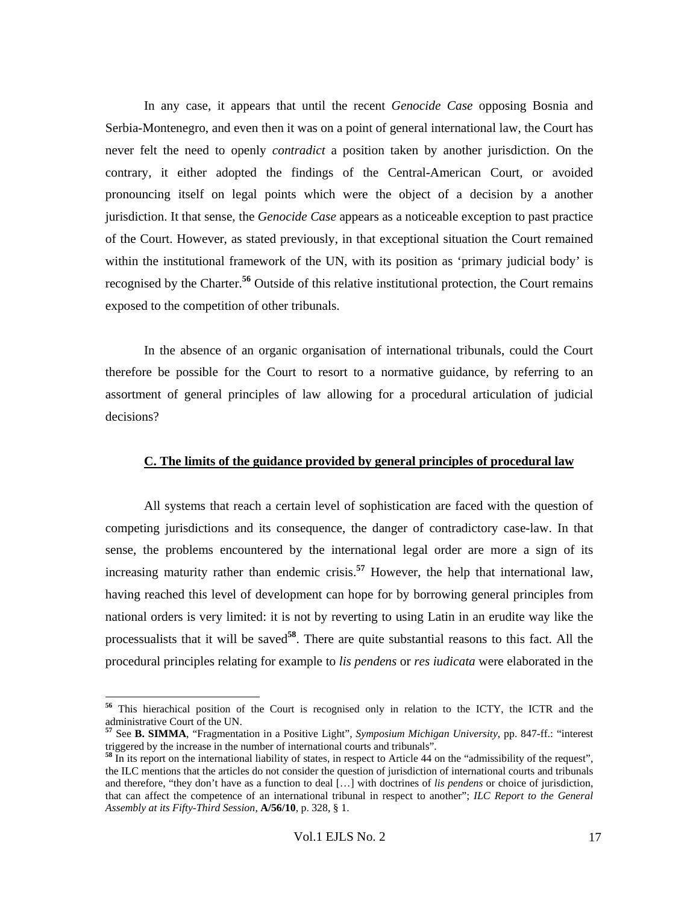In any case, it appears that until the recent *Genocide Case* opposing Bosnia and Serbia-Montenegro, and even then it was on a point of general international law, the Court has never felt the need to openly *contradict* a position taken by another jurisdiction. On the contrary, it either adopted the findings of the Central-American Court, or avoided pronouncing itself on legal points which were the object of a decision by a another jurisdiction. It that sense, the *Genocide Case* appears as a noticeable exception to past practice of the Court. However, as stated previously, in that exceptional situation the Court remained within the institutional framework of the UN, with its position as 'primary judicial body' is recognised by the Charter.[56] Outside of this relative institutional protection, the Court remains exposed to the competition of other tribunals.

In the absence of an organic organisation of international tribunals, could the Court therefore be possible for the Court to resort to a normative guidance, by referring to an assortment of general principles of law allowing for a procedural articulation of judicial decisions?

### C. The limits of the guidance provided by general principles of procedural law

All systems that reach a certain level of sophistication are faced with the question of competing jurisdictions and its consequence, the danger of contradictory case-law. In that sense, the problems encountered by the international legal order are more a sign of its increasing maturity rather than endemic crisis.[57] However, the help that international law, having reached this level of development can hope for by borrowing general principles from national orders is very limited: it is not by reverting to using Latin in an erudite way like the processualists that it will be saved[58]. There are quite substantial reasons to this fact. All the procedural principles relating for example to *lis pendens* or *res iudicata* were elaborated in the

---

[56] This hierachical position of the Court is recognised only in relation to the ICTY, the ICTR and the administrative Court of the UN.

[57] See **B. SIMMA**, "Fragmentation in a Positive Light", *Symposium Michigan University*, pp. 847-ff.: "interest triggered by the increase in the number of international courts and tribunals".

[58] In its report on the international liability of states, in respect to Article 44 on the "admissibility of the request", the ILC mentions that the articles do not consider the question of jurisdiction of international courts and tribunals and therefore, "they don't have as a function to deal […] with doctrines of *lis pendens* or choice of jurisdiction, that can affect the competence of an international tribunal in respect to another"; *ILC Report to the General Assembly at its Fifty-Third Session*, **A/56/10**, p. 328, § 1.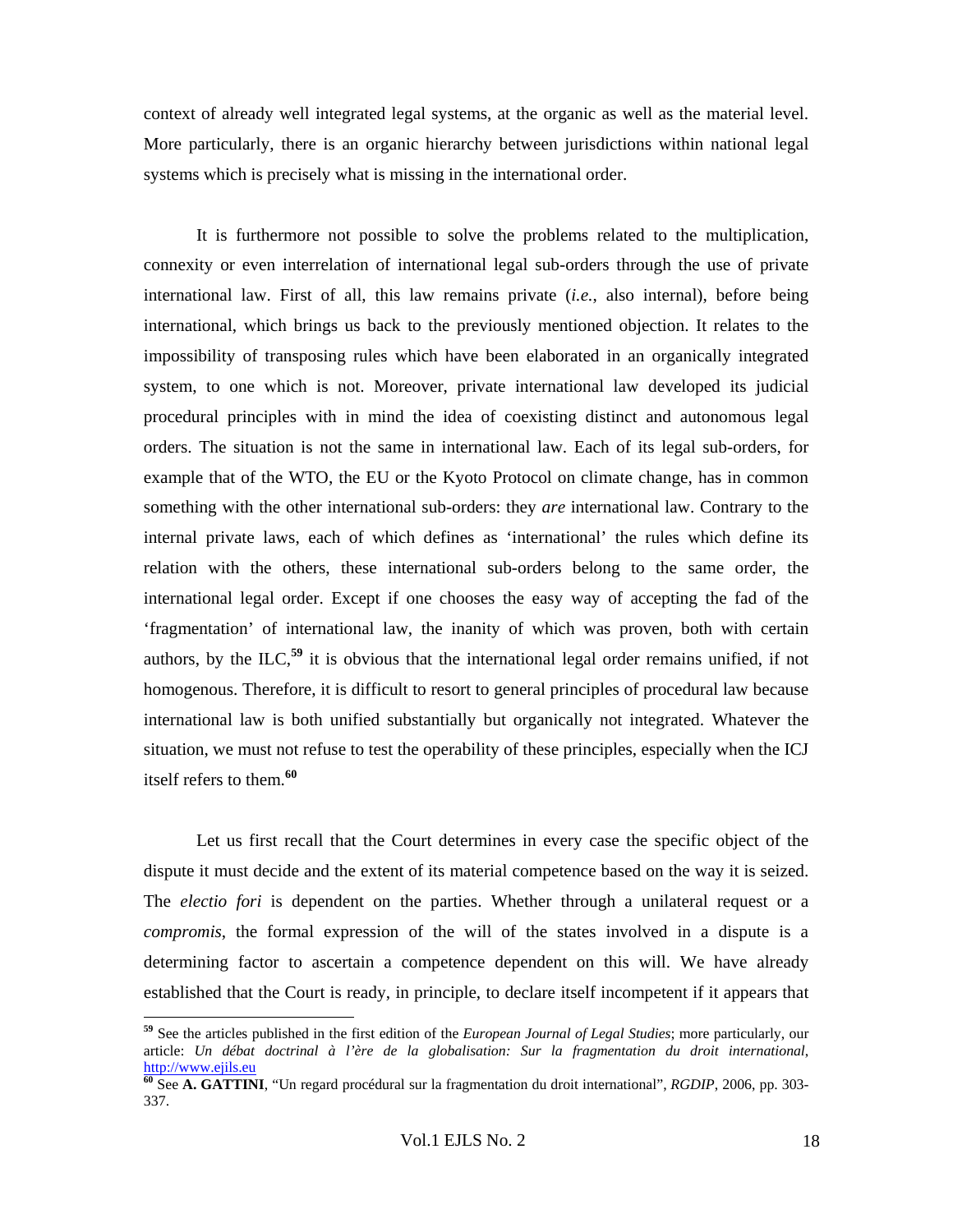context of already well integrated legal systems, at the organic as well as the material level. More particularly, there is an organic hierarchy between jurisdictions within national legal systems which is precisely what is missing in the international order.

It is furthermore not possible to solve the problems related to the multiplication, connexity or even interrelation of international legal sub-orders through the use of private international law. First of all, this law remains private (*i.e.*, also internal), before being international, which brings us back to the previously mentioned objection. It relates to the impossibility of transposing rules which have been elaborated in an organically integrated system, to one which is not. Moreover, private international law developed its judicial procedural principles with in mind the idea of coexisting distinct and autonomous legal orders. The situation is not the same in international law. Each of its legal sub-orders, for example that of the WTO, the EU or the Kyoto Protocol on climate change, has in common something with the other international sub-orders: they *are* international law. Contrary to the internal private laws, each of which defines as 'international' the rules which define its relation with the others, these international sub-orders belong to the same order, the international legal order. Except if one chooses the easy way of accepting the fad of the 'fragmentation' of international law, the inanity of which was proven, both with certain authors, by the ILC,[59] it is obvious that the international legal order remains unified, if not homogenous. Therefore, it is difficult to resort to general principles of procedural law because international law is both unified substantially but organically not integrated. Whatever the situation, we must not refuse to test the operability of these principles, especially when the ICJ itself refers to them.[60]

Let us first recall that the Court determines in every case the specific object of the dispute it must decide and the extent of its material competence based on the way it is seized. The *electio fori* is dependent on the parties. Whether through a unilateral request or a *compromis*, the formal expression of the will of the states involved in a dispute is a determining factor to ascertain a competence dependent on this will. We have already established that the Court is ready, in principle, to declare itself incompetent if it appears that

---

[59] See the articles published in the first edition of the *European Journal of Legal Studies*; more particularly, our article: *Un débat doctrinal à l'ère de la globalisation: Sur la fragmentation du droit international*, http://www.ejils.eu

[60] See **A. GATTINI**, "Un regard procédural sur la fragmentation du droit international", *RGDIP*, 2006, pp. 303-337.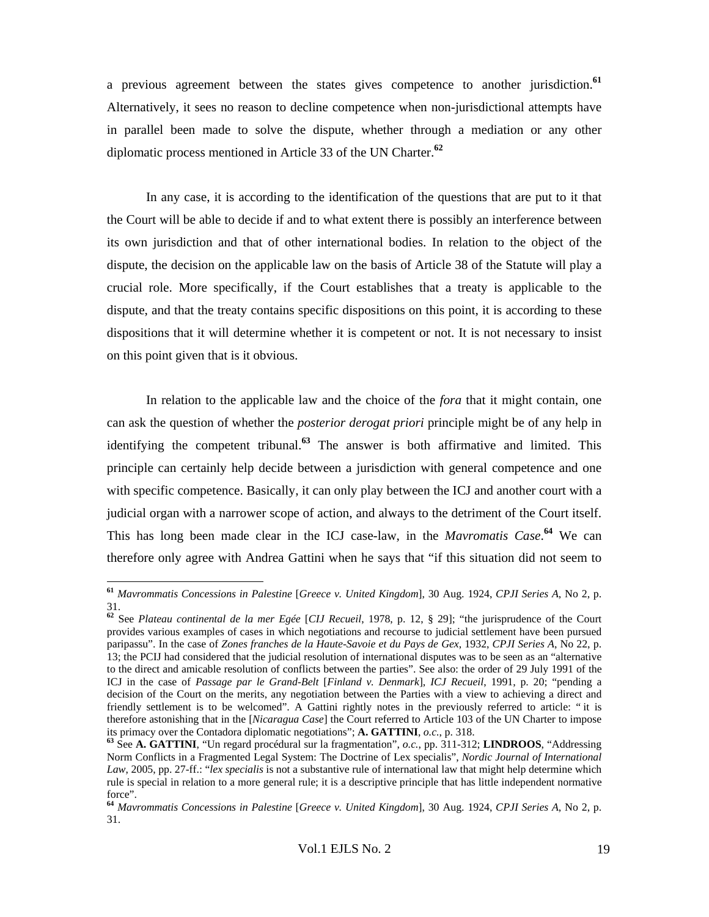a previous agreement between the states gives competence to another jurisdiction.[61] Alternatively, it sees no reason to decline competence when non-jurisdictional attempts have in parallel been made to solve the dispute, whether through a mediation or any other diplomatic process mentioned in Article 33 of the UN Charter.[62]

In any case, it is according to the identification of the questions that are put to it that the Court will be able to decide if and to what extent there is possibly an interference between its own jurisdiction and that of other international bodies. In relation to the object of the dispute, the decision on the applicable law on the basis of Article 38 of the Statute will play a crucial role. More specifically, if the Court establishes that a treaty is applicable to the dispute, and that the treaty contains specific dispositions on this point, it is according to these dispositions that it will determine whether it is competent or not. It is not necessary to insist on this point given that is it obvious.

In relation to the applicable law and the choice of the *fora* that it might contain, one can ask the question of whether the *posterior derogat priori* principle might be of any help in identifying the competent tribunal.[63] The answer is both affirmative and limited. This principle can certainly help decide between a jurisdiction with general competence and one with specific competence. Basically, it can only play between the ICJ and another court with a judicial organ with a narrower scope of action, and always to the detriment of the Court itself. This has long been made clear in the ICJ case-law, in the *Mavromatis Case*.[64] We can therefore only agree with Andrea Gattini when he says that "if this situation did not seem to

---

[61] *Mavrommatis Concessions in Palestine* [*Greece v. United Kingdom*], 30 Aug. 1924, *CPJI Series A*, No 2, p. 31.

[62] See *Plateau continental de la mer Egée* [*CIJ Recueil*, 1978, p. 12, § 29]; "the jurisprudence of the Court provides various examples of cases in which negotiations and recourse to judicial settlement have been pursued paripassu". In the case of *Zones franches de la Haute-Savoie et du Pays de Gex*, 1932, *CPJI Series A*, No 22, p. 13; the PCIJ had considered that the judicial resolution of international disputes was to be seen as an "alternative to the direct and amicable resolution of conflicts between the parties". See also: the order of 29 July 1991 of the ICJ in the case of *Passage par le Grand-Belt* [*Finland v. Denmark*], *ICJ Recueil*, 1991, p. 20; "pending a decision of the Court on the merits, any negotiation between the Parties with a view to achieving a direct and friendly settlement is to be welcomed". A Gattini rightly notes in the previously referred to article: " it is therefore astonishing that in the [*Nicaragua Case*] the Court referred to Article 103 of the UN Charter to impose its primacy over the Contadora diplomatic negotiations"; **A. GATTINI**, *o.c.*, p. 318.

[63] See **A. GATTINI**, "Un regard procédural sur la fragmentation", *o.c.*, pp. 311-312; **LINDROOS**, "Addressing Norm Conflicts in a Fragmented Legal System: The Doctrine of Lex specialis", *Nordic Journal of International Law*, 2005, pp. 27-ff.: "*lex specialis* is not a substantive rule of international law that might help determine which rule is special in relation to a more general rule; it is a descriptive principle that has little independent normative force".

[64] *Mavrommatis Concessions in Palestine* [*Greece v. United Kingdom*], 30 Aug. 1924, *CPJI Series A*, No 2, p. 31.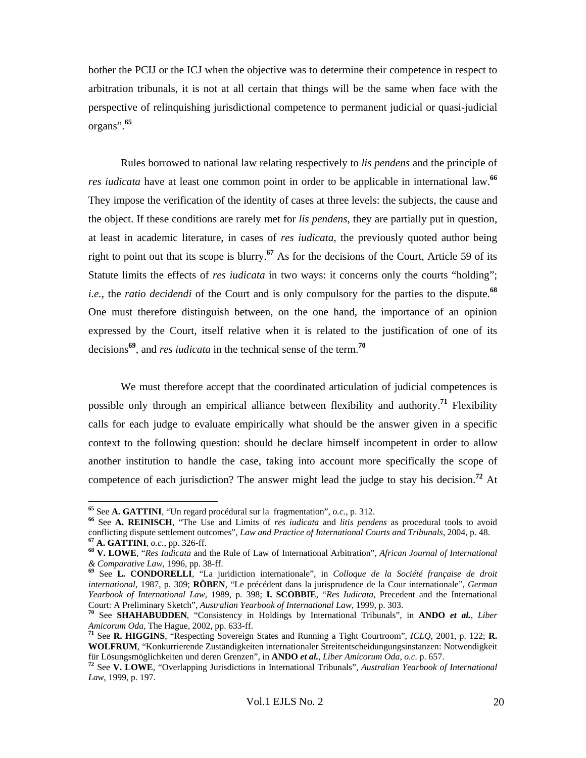bother the PCIJ or the ICJ when the objective was to determine their competence in respect to arbitration tribunals, it is not at all certain that things will be the same when face with the perspective of relinquishing jurisdictional competence to permanent judicial or quasi-judicial organs".[65]

Rules borrowed to national law relating respectively to *lis pendens* and the principle of *res iudicata* have at least one common point in order to be applicable in international law.[66] They impose the verification of the identity of cases at three levels: the subjects, the cause and the object. If these conditions are rarely met for *lis pendens*, they are partially put in question, at least in academic literature, in cases of *res iudicata*, the previously quoted author being right to point out that its scope is blurry.[67] As for the decisions of the Court, Article 59 of its Statute limits the effects of *res iudicata* in two ways: it concerns only the courts "holding"; *i.e.*, the *ratio decidendi* of the Court and is only compulsory for the parties to the dispute.[68] One must therefore distinguish between, on the one hand, the importance of an opinion expressed by the Court, itself relative when it is related to the justification of one of its decisions[69], and *res iudicata* in the technical sense of the term.[70]

We must therefore accept that the coordinated articulation of judicial competences is possible only through an empirical alliance between flexibility and authority.[71] Flexibility calls for each judge to evaluate empirically what should be the answer given in a specific context to the following question: should he declare himself incompetent in order to allow another institution to handle the case, taking into account more specifically the scope of competence of each jurisdiction? The answer might lead the judge to stay his decision.[72] At

---

[65] See **A. GATTINI**, "Un regard procédural sur la fragmentation", *o.c.*, p. 312.

[66] See **A. REINISCH**, "The Use and Limits of *res iudicata* and *litis pendens* as procedural tools to avoid conflicting dispute settlement outcomes", *Law and Practice of International Courts and Tribunals*, 2004, p. 48.

[67] **A. GATTINI**, *o.c.*, pp. 326-ff.

[68] **V. LOWE**, "*Res Iudicata* and the Rule of Law of International Arbitration", *African Journal of International & Comparative Law*, 1996, pp. 38-ff.

[69] See **L. CONDORELLI**, "La juridiction internationale", in *Colloque de la Société française de droit international*, 1987, p. 309; **RÖBEN**, "Le précédent dans la jurisprudence de la Cour internationale", *German Yearbook of International Law*, 1989, p. 398; **I. SCOBBIE**, "*Res Iudicata*, Precedent and the International Court: A Preliminary Sketch", *Australian Yearbook of International Law*, 1999, p. 303.

[70] See **SHAHABUDDEN**, "Consistency in Holdings by International Tribunals", in **ANDO *et al.***, *Liber Amicorum Oda*, The Hague, 2002, pp. 633-ff.

[71] See **R. HIGGINS**, "Respecting Sovereign States and Running a Tight Courtroom", *ICLQ*, 2001, p. 122; **R. WOLFRUM**, "Konkurrierende Zuständigkeiten internationaler Streitentscheidungsinstanzen: Notwendigkeit für Lösungsmöglichkeiten und deren Grenzen", in **ANDO *et al.***, *Liber Amicorum Oda*, *o.c.* p. 657.

[72] See **V. LOWE**, "Overlapping Jurisdictions in International Tribunals", *Australian Yearbook of International Law*, 1999, p. 197.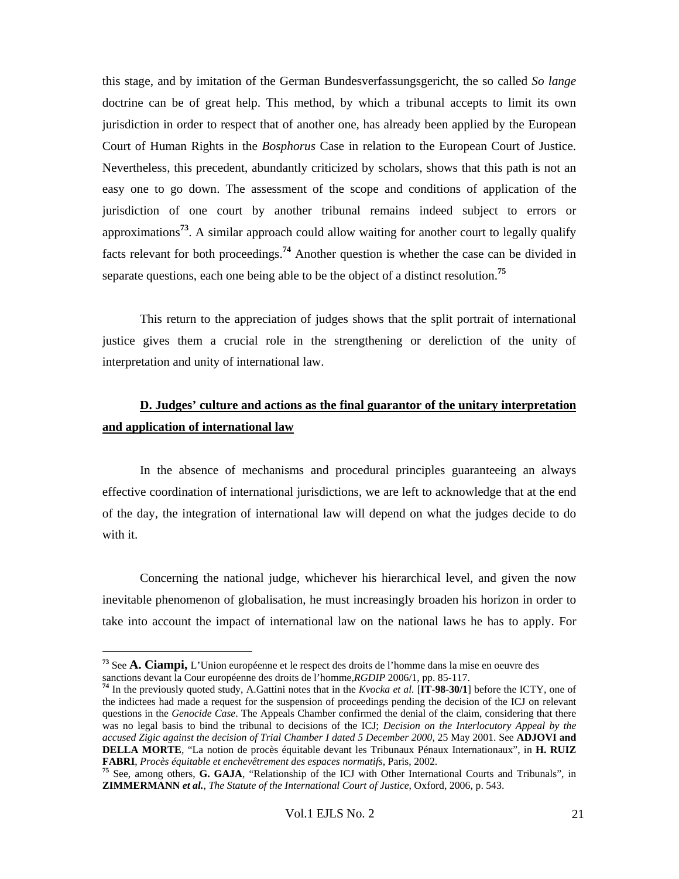this stage, and by imitation of the German Bundesverfassungsgericht, the so called *So lange* doctrine can be of great help. This method, by which a tribunal accepts to limit its own jurisdiction in order to respect that of another one, has already been applied by the European Court of Human Rights in the *Bosphorus* Case in relation to the European Court of Justice. Nevertheless, this precedent, abundantly criticized by scholars, shows that this path is not an easy one to go down. The assessment of the scope and conditions of application of the jurisdiction of one court by another tribunal remains indeed subject to errors or approximations[73]. A similar approach could allow waiting for another court to legally qualify facts relevant for both proceedings.[74] Another question is whether the case can be divided in separate questions, each one being able to be the object of a distinct resolution.[75]

This return to the appreciation of judges shows that the split portrait of international justice gives them a crucial role in the strengthening or dereliction of the unity of interpretation and unity of international law.

## D. Judges' culture and actions as the final guarantor of the unitary interpretation and application of international law

In the absence of mechanisms and procedural principles guaranteeing an always effective coordination of international jurisdictions, we are left to acknowledge that at the end of the day, the integration of international law will depend on what the judges decide to do with it.

Concerning the national judge, whichever his hierarchical level, and given the now inevitable phenomenon of globalisation, he must increasingly broaden his horizon in order to take into account the impact of international law on the national laws he has to apply. For

---

[73] See **A. Ciampi,** L'Union européenne et le respect des droits de l'homme dans la mise en oeuvre des sanctions devant la Cour européenne des droits de l'homme,*RGDIP* 2006/1, pp. 85-117.

[74] In the previously quoted study, A.Gattini notes that in the *Kvocka et al.* [**IT-98-30/1**] before the ICTY, one of the indictees had made a request for the suspension of proceedings pending the decision of the ICJ on relevant questions in the *Genocide Case*. The Appeals Chamber confirmed the denial of the claim, considering that there was no legal basis to bind the tribunal to decisions of the ICJ; *Decision on the Interlocutory Appeal by the accused Zigic against the decision of Trial Chamber I dated 5 December 2000*, 25 May 2001. See **ADJOVI and DELLA MORTE**, "La notion de procès équitable devant les Tribunaux Pénaux Internationaux", in **H. RUIZ FABRI**, *Procès équitable et enchevêtrement des espaces normatifs*, Paris, 2002.

[75] See, among others, **G. GAJA**, "Relationship of the ICJ with Other International Courts and Tribunals", in **ZIMMERMANN *et al.***, *The Statute of the International Court of Justice*, Oxford, 2006, p. 543.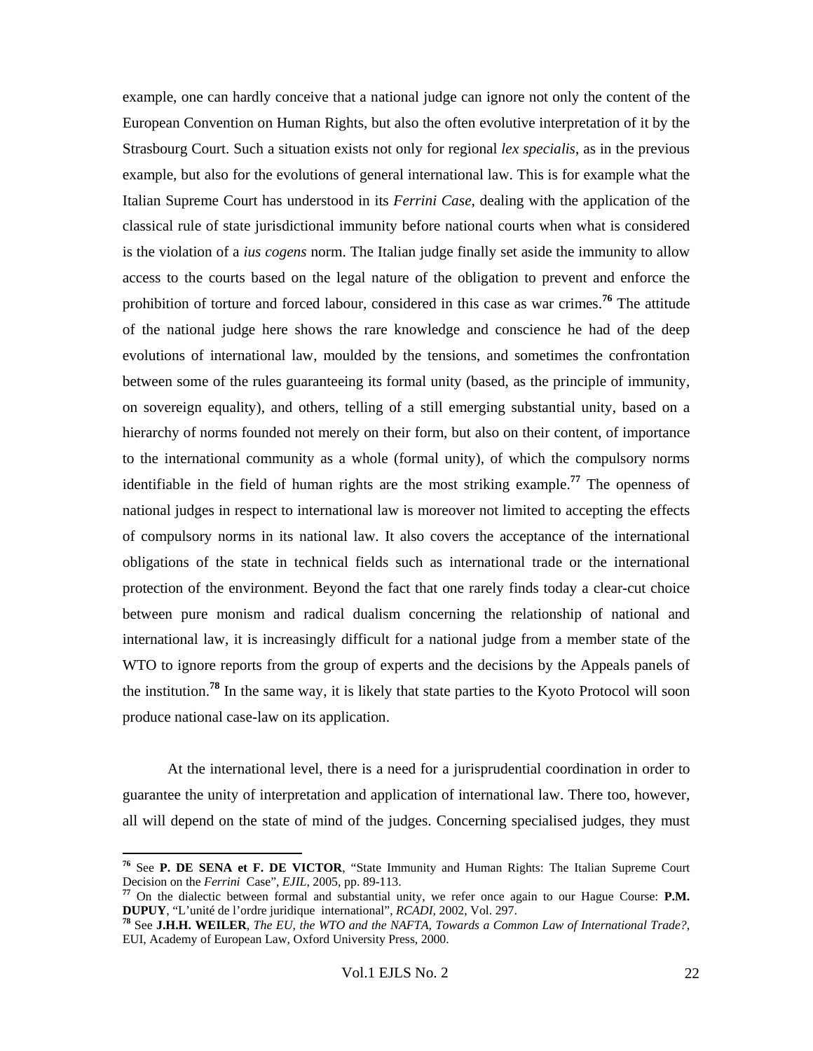example, one can hardly conceive that a national judge can ignore not only the content of the European Convention on Human Rights, but also the often evolutive interpretation of it by the Strasbourg Court. Such a situation exists not only for regional *lex specialis*, as in the previous example, but also for the evolutions of general international law. This is for example what the Italian Supreme Court has understood in its *Ferrini Case*, dealing with the application of the classical rule of state jurisdictional immunity before national courts when what is considered is the violation of a *ius cogens* norm. The Italian judge finally set aside the immunity to allow access to the courts based on the legal nature of the obligation to prevent and enforce the prohibition of torture and forced labour, considered in this case as war crimes.[76] The attitude of the national judge here shows the rare knowledge and conscience he had of the deep evolutions of international law, moulded by the tensions, and sometimes the confrontation between some of the rules guaranteeing its formal unity (based, as the principle of immunity, on sovereign equality), and others, telling of a still emerging substantial unity, based on a hierarchy of norms founded not merely on their form, but also on their content, of importance to the international community as a whole (formal unity), of which the compulsory norms identifiable in the field of human rights are the most striking example.[77] The openness of national judges in respect to international law is moreover not limited to accepting the effects of compulsory norms in its national law. It also covers the acceptance of the international obligations of the state in technical fields such as international trade or the international protection of the environment. Beyond the fact that one rarely finds today a clear-cut choice between pure monism and radical dualism concerning the relationship of national and international law, it is increasingly difficult for a national judge from a member state of the WTO to ignore reports from the group of experts and the decisions by the Appeals panels of the institution.[78] In the same way, it is likely that state parties to the Kyoto Protocol will soon produce national case-law on its application.

At the international level, there is a need for a jurisprudential coordination in order to guarantee the unity of interpretation and application of international law. There too, however, all will depend on the state of mind of the judges. Concerning specialised judges, they must

---

[76] See **P. DE SENA et F. DE VICTOR**, "State Immunity and Human Rights: The Italian Supreme Court Decision on the *Ferrini* Case", *EJIL*, 2005, pp. 89-113.

[77] On the dialectic between formal and substantial unity, we refer once again to our Hague Course: **P.M. DUPUY**, "L'unité de l'ordre juridique international", *RCADI*, 2002, Vol. 297.

[78] See **J.H.H. WEILER**, *The EU, the WTO and the NAFTA, Towards a Common Law of International Trade?*, EUI, Academy of European Law, Oxford University Press, 2000.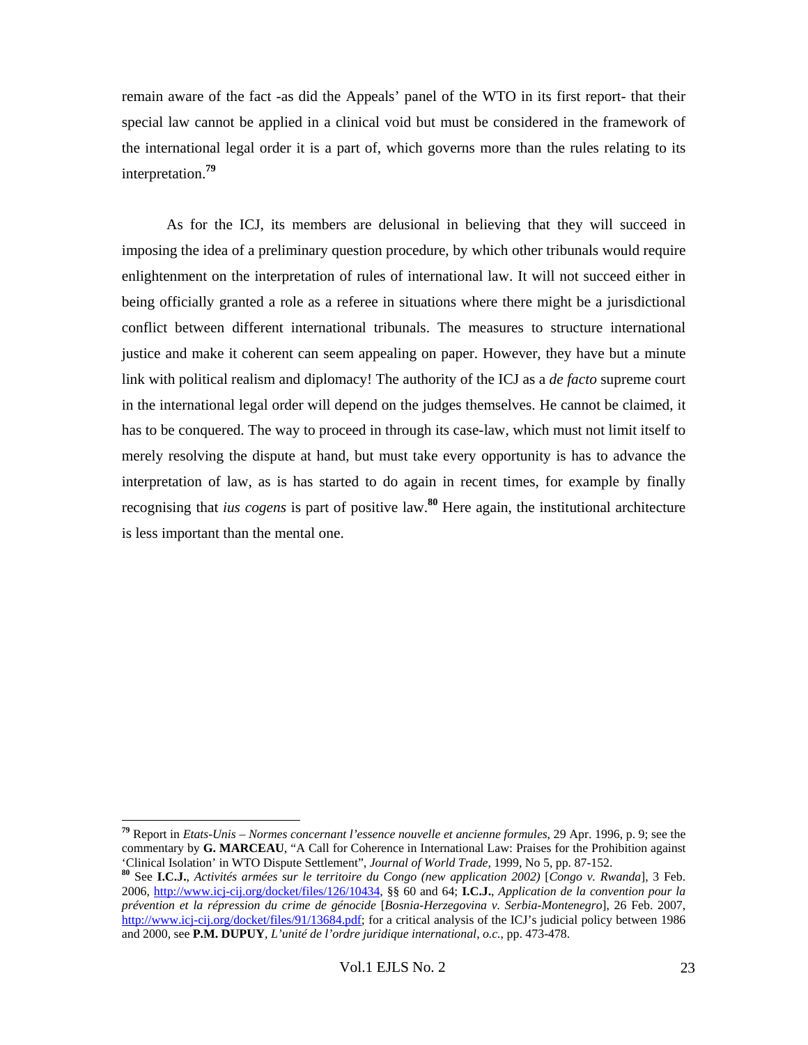remain aware of the fact -as did the Appeals' panel of the WTO in its first report- that their special law cannot be applied in a clinical void but must be considered in the framework of the international legal order it is a part of, which governs more than the rules relating to its interpretation.[79]

As for the ICJ, its members are delusional in believing that they will succeed in imposing the idea of a preliminary question procedure, by which other tribunals would require enlightenment on the interpretation of rules of international law. It will not succeed either in being officially granted a role as a referee in situations where there might be a jurisdictional conflict between different international tribunals. The measures to structure international justice and make it coherent can seem appealing on paper. However, they have but a minute link with political realism and diplomacy! The authority of the ICJ as a *de facto* supreme court in the international legal order will depend on the judges themselves. He cannot be claimed, it has to be conquered. The way to proceed in through its case-law, which must not limit itself to merely resolving the dispute at hand, but must take every opportunity is has to advance the interpretation of law, as is has started to do again in recent times, for example by finally recognising that *ius cogens* is part of positive law.[80] Here again, the institutional architecture is less important than the mental one.

---

[79] Report in *Etats-Unis – Normes concernant l'essence nouvelle et ancienne formules*, 29 Apr. 1996, p. 9; see the commentary by **G. MARCEAU**, "A Call for Coherence in International Law: Praises for the Prohibition against 'Clinical Isolation' in WTO Dispute Settlement", *Journal of World Trade*, 1999, No 5, pp. 87-152.

[80] See **I.C.J.**, *Activités armées sur le territoire du Congo (new application 2002)* [*Congo v. Rwanda*], 3 Feb. 2006, http://www.icj-cij.org/docket/files/126/10434, §§ 60 and 64; **I.C.J.**, *Application de la convention pour la prévention et la répression du crime de génocide* [*Bosnia-Herzegovina v. Serbia-Montenegro*], 26 Feb. 2007, http://www.icj-cij.org/docket/files/91/13684.pdf; for a critical analysis of the ICJ's judicial policy between 1986 and 2000, see **P.M. DUPUY**, *L'unité de l'ordre juridique international*, *o.c.*, pp. 473-478.